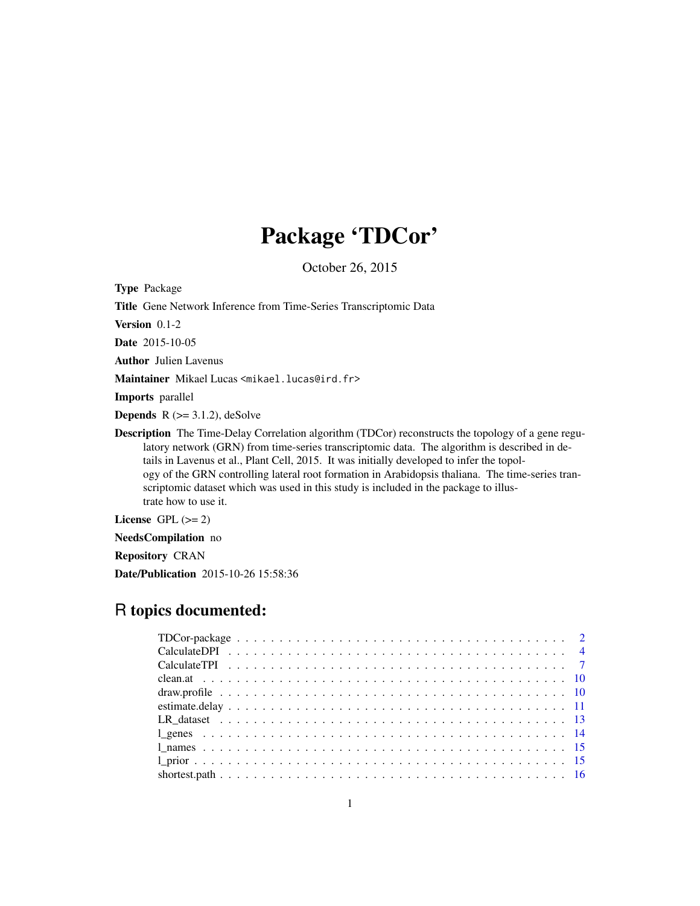# Package 'TDCor'

October 26, 2015

**Type** Package

**Title** Gene Network Inference from Time-Series Transcriptomic Data

**Version** 0.1-2

**Date** 2015-10-05

**Author** Julien Lavenus

**Maintainer** Mikael Lucas <mikael.lucas@ird.fr>

**Imports** parallel

**Depends** R (>= 3.1.2), deSolve

**Description** The Time-Delay Correlation algorithm (TDCor) reconstructs the topology of a gene regulatory network (GRN) from time-series transcriptomic data. The algorithm is described in details in Lavenus et al., Plant Cell, 2015. It was initially developed to infer the topology of the GRN controlling lateral root formation in Arabidopsis thaliana. The time-series transcriptomic dataset which was used in this study is included in the package to illustrate how to use it.

**License** GPL (>= 2)

**NeedsCompilation** no

**Repository** CRAN

**Date/Publication** 2015-10-26 15:58:36

## R topics documented:

- TDCor-package . . . . . . . . . . . . . . . . . . . . . . . . . . . . . . . . . . . . . . 2
- CalculateDPI . . . . . . . . . . . . . . . . . . . . . . . . . . . . . . . . . . . . . . . . 4
- CalculateTPI . . . . . . . . . . . . . . . . . . . . . . . . . . . . . . . . . . . . . . . . 7
- clean.at . . . . . . . . . . . . . . . . . . . . . . . . . . . . . . . . . . . . . . . . . . 10
- draw.profile . . . . . . . . . . . . . . . . . . . . . . . . . . . . . . . . . . . . . . . . 10
- estimate.delay . . . . . . . . . . . . . . . . . . . . . . . . . . . . . . . . . . . . . . . 11
- LR_dataset . . . . . . . . . . . . . . . . . . . . . . . . . . . . . . . . . . . . . . . . . 13
- l_genes . . . . . . . . . . . . . . . . . . . . . . . . . . . . . . . . . . . . . . . . . . 14
- l_names . . . . . . . . . . . . . . . . . . . . . . . . . . . . . . . . . . . . . . . . . . 15
- l_prior . . . . . . . . . . . . . . . . . . . . . . . . . . . . . . . . . . . . . . . . . . . 15
- shortest.path . . . . . . . . . . . . . . . . . . . . . . . . . . . . . . . . . . . . . . . . 16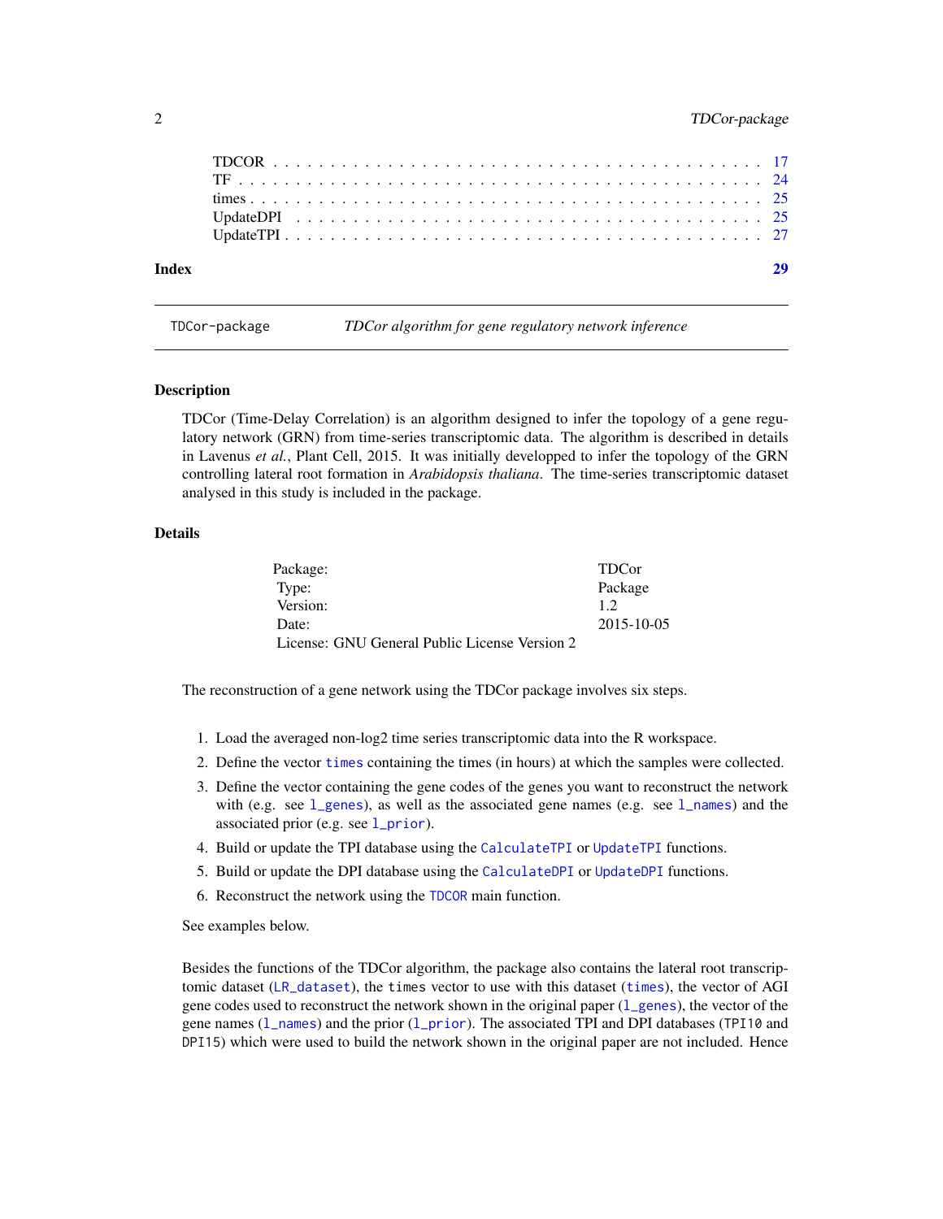| | |
|---|---|
| TDCOR | 17 |
| TF | 24 |
| times | 25 |
| UpdateDPI | 25 |
| UpdateTPI | 27 |

**Index** **29**

---

`TDCor-package` *TDCor algorithm for gene regulatory network inference*

---

### Description

TDCor (Time-Delay Correlation) is an algorithm designed to infer the topology of a gene regulatory network (GRN) from time-series transcriptomic data. The algorithm is described in details in Lavenus *et al.*, Plant Cell, 2015. It was initially developped to infer the topology of the GRN controlling lateral root formation in *Arabidopsis thaliana*. The time-series transcriptomic dataset analysed in this study is included in the package.

### Details

| | |
|---|---|
| Package: | TDCor |
| Type: | Package |
| Version: | 1.2 |
| Date: | 2015-10-05 |
| License: GNU General Public License Version 2 | |

The reconstruction of a gene network using the TDCor package involves six steps.

1. Load the averaged non-log2 time series transcriptomic data into the R workspace.
2. Define the vector `times` containing the times (in hours) at which the samples were collected.
3. Define the vector containing the gene codes of the genes you want to reconstruct the network with (e.g. see `l_genes`), as well as the associated gene names (e.g. see `l_names`) and the associated prior (e.g. see `l_prior`).
4. Build or update the TPI database using the `CalculateTPI` or `UpdateTPI` functions.
5. Build or update the DPI database using the `CalculateDPI` or `UpdateDPI` functions.
6. Reconstruct the network using the `TDCOR` main function.

See examples below.

Besides the functions of the TDCor algorithm, the package also contains the lateral root transcriptomic dataset (`LR_dataset`), the `times` vector to use with this dataset (`times`), the vector of AGI gene codes used to reconstruct the network shown in the original paper (`l_genes`), the vector of the gene names (`l_names`) and the prior (`l_prior`). The associated TPI and DPI databases (`TPI10` and `DPI15`) which were used to build the network shown in the original paper are not included. Hence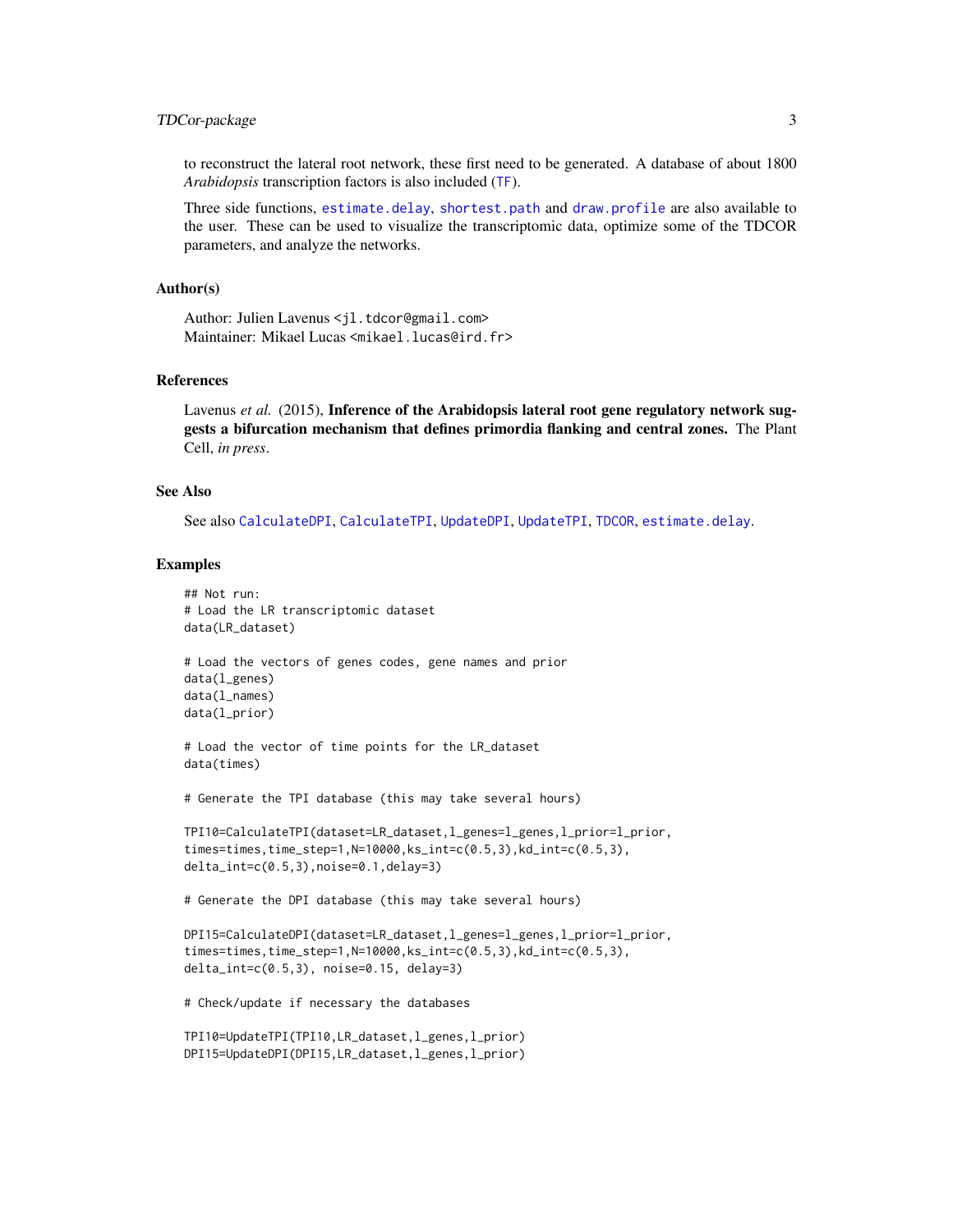to reconstruct the lateral root network, these first need to be generated. A database of about 1800 *Arabidopsis* transcription factors is also included (TF).

Three side functions, estimate.delay, shortest.path and draw.profile are also available to the user. These can be used to visualize the transcriptomic data, optimize some of the TDCOR parameters, and analyze the networks.

## Author(s)

Author: Julien Lavenus <jl.tdcor@gmail.com>
Maintainer: Mikael Lucas <mikael.lucas@ird.fr>

## References

Lavenus *et al.* (2015), **Inference of the Arabidopsis lateral root gene regulatory network suggests a bifurcation mechanism that defines primordia flanking and central zones.** The Plant Cell, *in press*.

## See Also

See also CalculateDPI, CalculateTPI, UpdateDPI, UpdateTPI, TDCOR, estimate.delay.

## Examples

```
## Not run:
# Load the LR transcriptomic dataset
data(LR_dataset)

# Load the vectors of genes codes, gene names and prior
data(l_genes)
data(l_names)
data(l_prior)

# Load the vector of time points for the LR_dataset
data(times)

# Generate the TPI database (this may take several hours)

TPI10=CalculateTPI(dataset=LR_dataset,l_genes=l_genes,l_prior=l_prior,
times=times,time_step=1,N=10000,ks_int=c(0.5,3),kd_int=c(0.5,3),
delta_int=c(0.5,3),noise=0.1,delay=3)

# Generate the DPI database (this may take several hours)

DPI15=CalculateDPI(dataset=LR_dataset,l_genes=l_genes,l_prior=l_prior,
times=times,time_step=1,N=10000,ks_int=c(0.5,3),kd_int=c(0.5,3),
delta_int=c(0.5,3), noise=0.15, delay=3)

# Check/update if necessary the databases

TPI10=UpdateTPI(TPI10,LR_dataset,l_genes,l_prior)
DPI15=UpdateDPI(DPI15,LR_dataset,l_genes,l_prior)
```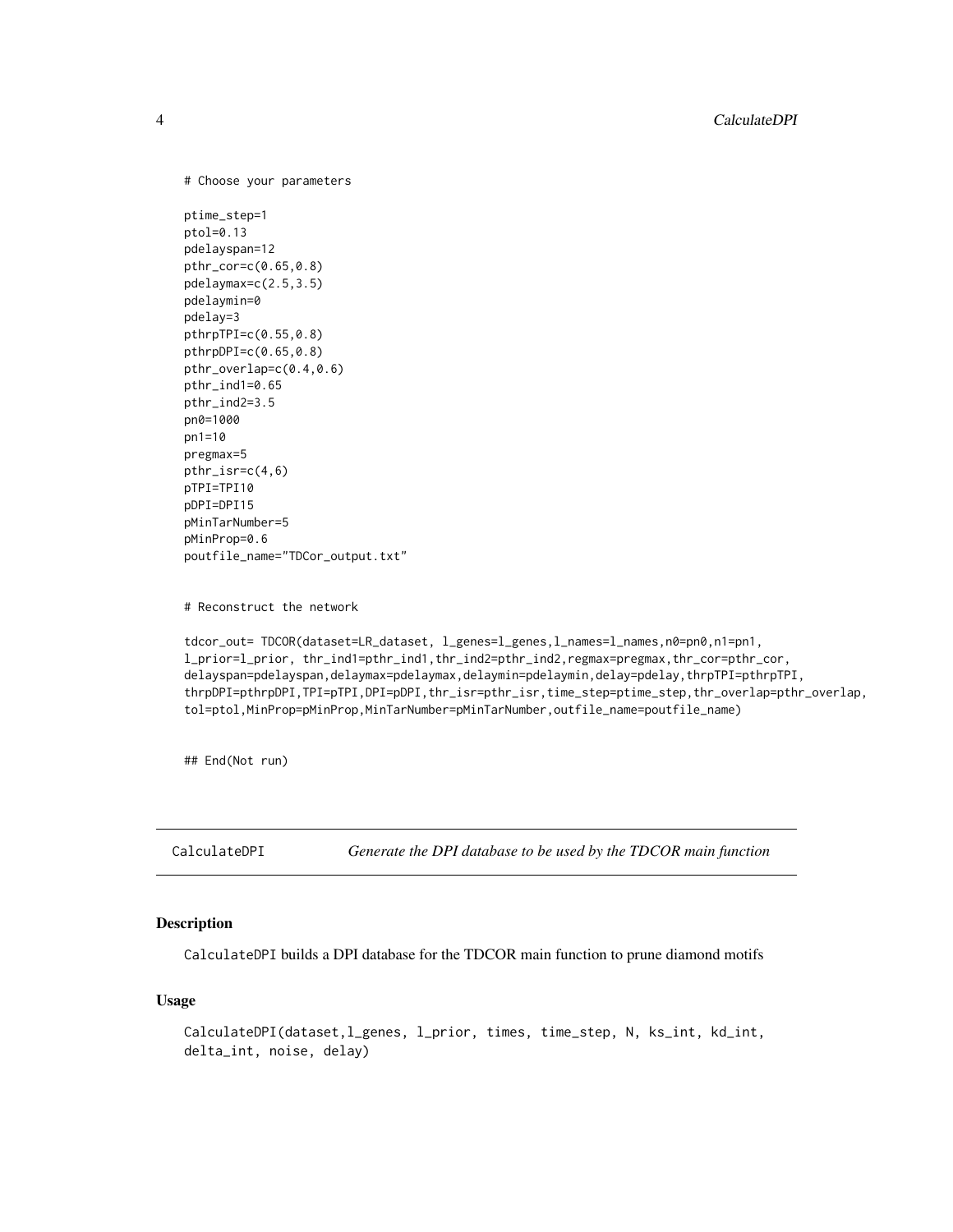```
# Choose your parameters

ptime_step=1
ptol=0.13
pdelayspan=12
pthr_cor=c(0.65,0.8)
pdelaymax=c(2.5,3.5)
pdelaymin=0
pdelay=3
pthrpTPI=c(0.55,0.8)
pthrpDPI=c(0.65,0.8)
pthr_overlap=c(0.4,0.6)
pthr_ind1=0.65
pthr_ind2=3.5
pn0=1000
pn1=10
pregmax=5
pthr_isr=c(4,6)
pTPI=TPI10
pDPI=DPI15
pMinTarNumber=5
pMinProp=0.6
poutfile_name="TDCor_output.txt"


# Reconstruct the network

tdcor_out= TDCOR(dataset=LR_dataset, l_genes=l_genes,l_names=l_names,n0=pn0,n1=pn1,
l_prior=l_prior, thr_ind1=pthr_ind1,thr_ind2=pthr_ind2,regmax=pregmax,thr_cor=pthr_cor,
delayspan=pdelayspan,delaymax=pdelaymax,delaymin=pdelaymin,delay=pdelay,thrpTPI=pthrpTPI,
thrpDPI=pthrpDPI,TPI=pTPI,DPI=pDPI,thr_isr=pthr_isr,time_step=ptime_step,thr_overlap=pthr_overlap,
tol=ptol,MinProp=pMinProp,MinTarNumber=pMinTarNumber,outfile_name=poutfile_name)


## End(Not run)
```

---

## CalculateDPI *Generate the DPI database to be used by the TDCOR main function*

---

### Description

`CalculateDPI` builds a DPI database for the TDCOR main function to prune diamond motifs

### Usage

```
CalculateDPI(dataset,l_genes, l_prior, times, time_step, N, ks_int, kd_int,
delta_int, noise, delay)
```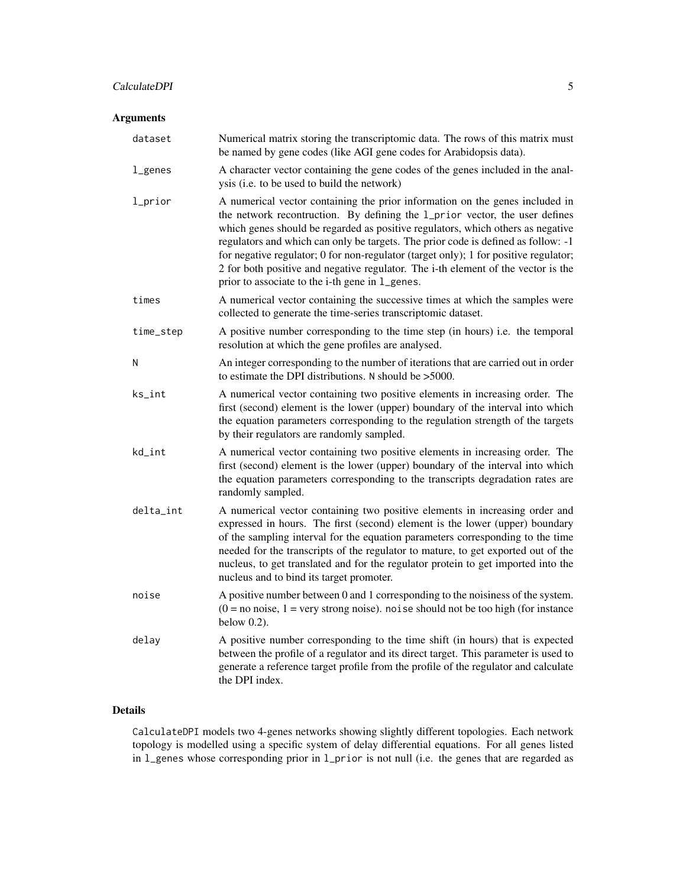## Arguments

| | |
|---|---|
| `dataset` | Numerical matrix storing the transcriptomic data. The rows of this matrix must be named by gene codes (like AGI gene codes for Arabidopsis data). |
| `l_genes` | A character vector containing the gene codes of the genes included in the analysis (i.e. to be used to build the network) |
| `l_prior` | A numerical vector containing the prior information on the genes included in the network recontruction. By defining the `l_prior` vector, the user defines which genes should be regarded as positive regulators, which others as negative regulators and which can only be targets. The prior code is defined as follow: -1 for negative regulator; 0 for non-regulator (target only); 1 for positive regulator; 2 for both positive and negative regulator. The i-th element of the vector is the prior to associate to the i-th gene in `l_genes`. |
| `times` | A numerical vector containing the successive times at which the samples were collected to generate the time-series transcriptomic dataset. |
| `time_step` | A positive number corresponding to the time step (in hours) i.e. the temporal resolution at which the gene profiles are analysed. |
| `N` | An integer corresponding to the number of iterations that are carried out in order to estimate the DPI distributions. `N` should be >5000. |
| `ks_int` | A numerical vector containing two positive elements in increasing order. The first (second) element is the lower (upper) boundary of the interval into which the equation parameters corresponding to the regulation strength of the targets by their regulators are randomly sampled. |
| `kd_int` | A numerical vector containing two positive elements in increasing order. The first (second) element is the lower (upper) boundary of the interval into which the equation parameters corresponding to the transcripts degradation rates are randomly sampled. |
| `delta_int` | A numerical vector containing two positive elements in increasing order and expressed in hours. The first (second) element is the lower (upper) boundary of the sampling interval for the equation parameters corresponding to the time needed for the transcripts of the regulator to mature, to get exported out of the nucleus, to get translated and for the regulator protein to get imported into the nucleus and to bind its target promoter. |
| `noise` | A positive number between 0 and 1 corresponding to the noisiness of the system. (0 = no noise, 1 = very strong noise). `noise` should not be too high (for instance below 0.2). |
| `delay` | A positive number corresponding to the time shift (in hours) that is expected between the profile of a regulator and its direct target. This parameter is used to generate a reference target profile from the profile of the regulator and calculate the DPI index. |

## Details

`CalculateDPI` models two 4-genes networks showing slightly different topologies. Each network topology is modelled using a specific system of delay differential equations. For all genes listed in `l_genes` whose corresponding prior in `l_prior` is not null (i.e. the genes that are regarded as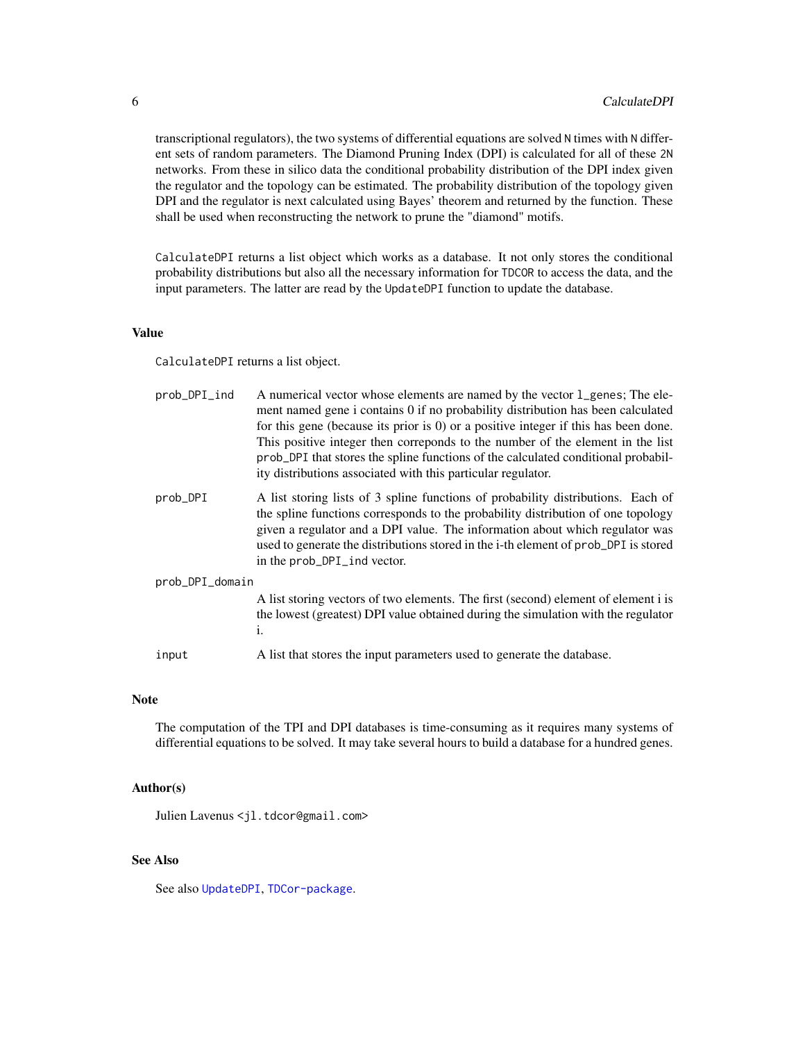transcriptional regulators), the two systems of differential equations are solved N times with N different sets of random parameters. The Diamond Pruning Index (DPI) is calculated for all of these 2N networks. From these in silico data the conditional probability distribution of the DPI index given the regulator and the topology can be estimated. The probability distribution of the topology given DPI and the regulator is next calculated using Bayes' theorem and returned by the function. These shall be used when reconstructing the network to prune the "diamond" motifs.

`CalculateDPI` returns a list object which works as a database. It not only stores the conditional probability distributions but also all the necessary information for `TDCOR` to access the data, and the input parameters. The latter are read by the `UpdateDPI` function to update the database.

### Value

`CalculateDPI` returns a list object.

`prob_DPI_ind`
: A numerical vector whose elements are named by the vector `l_genes`; The element named gene i contains 0 if no probability distribution has been calculated for this gene (because its prior is 0) or a positive integer if this has been done. This positive integer then correponds to the number of the element in the list `prob_DPI` that stores the spline functions of the calculated conditional probability distributions associated with this particular regulator.

`prob_DPI`
: A list storing lists of 3 spline functions of probability distributions. Each of the spline functions corresponds to the probability distribution of one topology given a regulator and a DPI value. The information about which regulator was used to generate the distributions stored in the i-th element of `prob_DPI` is stored in the `prob_DPI_ind` vector.

`prob_DPI_domain`
: A list storing vectors of two elements. The first (second) element of element i is the lowest (greatest) DPI value obtained during the simulation with the regulator i.

`input`
: A list that stores the input parameters used to generate the database.

### Note

The computation of the TPI and DPI databases is time-consuming as it requires many systems of differential equations to be solved. It may take several hours to build a database for a hundred genes.

### Author(s)

Julien Lavenus <jl.tdcor@gmail.com>

### See Also

See also `UpdateDPI`, `TDCor-package`.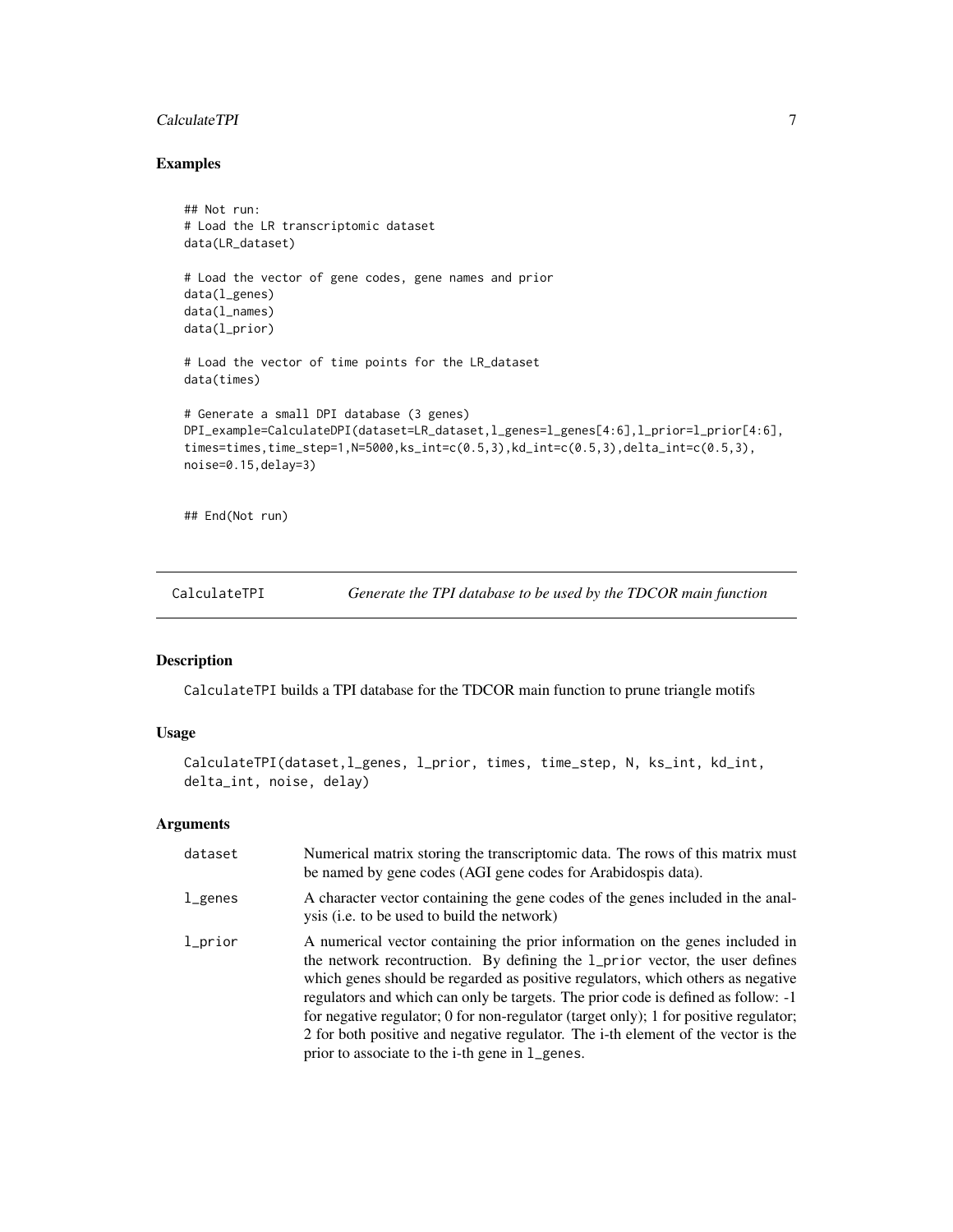## Examples

```
## Not run:
# Load the LR transcriptomic dataset
data(LR_dataset)

# Load the vector of gene codes, gene names and prior
data(l_genes)
data(l_names)
data(l_prior)

# Load the vector of time points for the LR_dataset
data(times)

# Generate a small DPI database (3 genes)
DPI_example=CalculateDPI(dataset=LR_dataset,l_genes=l_genes[4:6],l_prior=l_prior[4:6],
times=times,time_step=1,N=5000,ks_int=c(0.5,3),kd_int=c(0.5,3),delta_int=c(0.5,3),
noise=0.15,delay=3)

## End(Not run)
```

---

# CalculateTPI *Generate the TPI database to be used by the TDCOR main function*

## Description

CalculateTPI builds a TPI database for the TDCOR main function to prune triangle motifs

## Usage

```
CalculateTPI(dataset,l_genes, l_prior, times, time_step, N, ks_int, kd_int,
delta_int, noise, delay)
```

## Arguments

| | |
|---|---|
| dataset | Numerical matrix storing the transcriptomic data. The rows of this matrix must be named by gene codes (AGI gene codes for Arabidospis data). |
| l_genes | A character vector containing the gene codes of the genes included in the analysis (i.e. to be used to build the network) |
| l_prior | A numerical vector containing the prior information on the genes included in the network recontruction. By defining the l_prior vector, the user defines which genes should be regarded as positive regulators, which others as negative regulators and which can only be targets. The prior code is defined as follow: -1 for negative regulator; 0 for non-regulator (target only); 1 for positive regulator; 2 for both positive and negative regulator. The i-th element of the vector is the prior to associate to the i-th gene in l_genes. |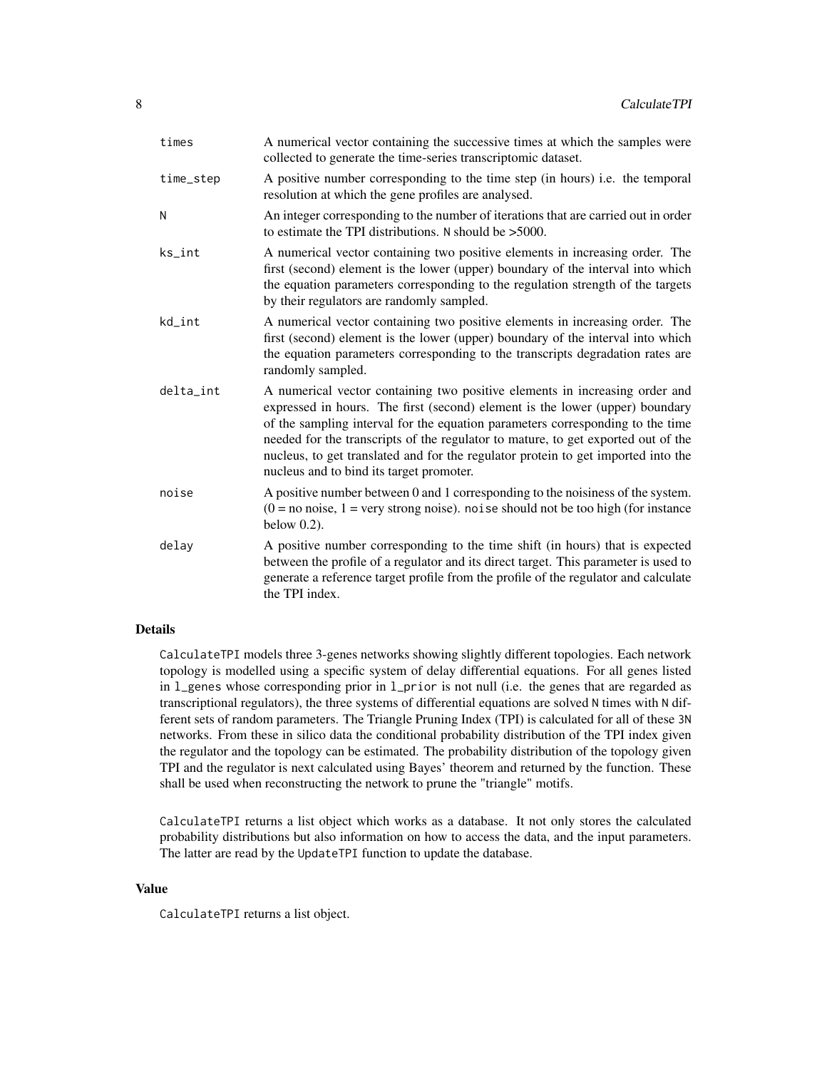| | |
|---|---|
| `times` | A numerical vector containing the successive times at which the samples were collected to generate the time-series transcriptomic dataset. |
| `time_step` | A positive number corresponding to the time step (in hours) i.e. the temporal resolution at which the gene profiles are analysed. |
| `N` | An integer corresponding to the number of iterations that are carried out in order to estimate the TPI distributions. `N` should be >5000. |
| `ks_int` | A numerical vector containing two positive elements in increasing order. The first (second) element is the lower (upper) boundary of the interval into which the equation parameters corresponding to the regulation strength of the targets by their regulators are randomly sampled. |
| `kd_int` | A numerical vector containing two positive elements in increasing order. The first (second) element is the lower (upper) boundary of the interval into which the equation parameters corresponding to the transcripts degradation rates are randomly sampled. |
| `delta_int` | A numerical vector containing two positive elements in increasing order and expressed in hours. The first (second) element is the lower (upper) boundary of the sampling interval for the equation parameters corresponding to the time needed for the transcripts of the regulator to mature, to get exported out of the nucleus, to get translated and for the regulator protein to get imported into the nucleus and to bind its target promoter. |
| `noise` | A positive number between 0 and 1 corresponding to the noisiness of the system. (0 = no noise, 1 = very strong noise). `noise` should not be too high (for instance below 0.2). |
| `delay` | A positive number corresponding to the time shift (in hours) that is expected between the profile of a regulator and its direct target. This parameter is used to generate a reference target profile from the profile of the regulator and calculate the TPI index. |

## Details

`CalculateTPI` models three 3-genes networks showing slightly different topologies. Each network topology is modelled using a specific system of delay differential equations. For all genes listed in `l_genes` whose corresponding prior in `l_prior` is not null (i.e. the genes that are regarded as transcriptional regulators), the three systems of differential equations are solved `N` times with `N` different sets of random parameters. The Triangle Pruning Index (TPI) is calculated for all of these `3N` networks. From these in silico data the conditional probability distribution of the TPI index given the regulator and the topology can be estimated. The probability distribution of the topology given TPI and the regulator is next calculated using Bayes' theorem and returned by the function. These shall be used when reconstructing the network to prune the "triangle" motifs.

`CalculateTPI` returns a list object which works as a database. It not only stores the calculated probability distributions but also information on how to access the data, and the input parameters. The latter are read by the `UpdateTPI` function to update the database.

## Value

`CalculateTPI` returns a list object.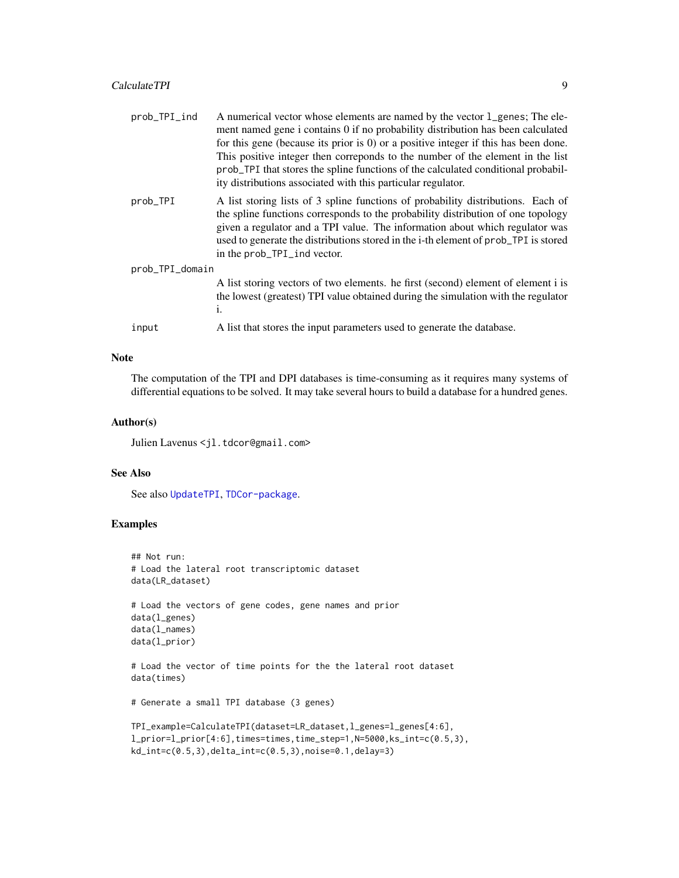prob_TPI_ind
: A numerical vector whose elements are named by the vector `l_genes`; The element named gene i contains 0 if no probability distribution has been calculated for this gene (because its prior is 0) or a positive integer if this has been done. This positive integer then correponds to the number of the element in the list `prob_TPI` that stores the spline functions of the calculated conditional probability distributions associated with this particular regulator.

prob_TPI
: A list storing lists of 3 spline functions of probability distributions. Each of the spline functions corresponds to the probability distribution of one topology given a regulator and a TPI value. The information about which regulator was used to generate the distributions stored in the i-th element of `prob_TPI` is stored in the `prob_TPI_ind` vector.

prob_TPI_domain
: A list storing vectors of two elements. he first (second) element of element i is the lowest (greatest) TPI value obtained during the simulation with the regulator i.

input
: A list that stores the input parameters used to generate the database.

## Note

The computation of the TPI and DPI databases is time-consuming as it requires many systems of differential equations to be solved. It may take several hours to build a database for a hundred genes.

## Author(s)

Julien Lavenus <jl.tdcor@gmail.com>

## See Also

See also `UpdateTPI`, `TDCor-package`.

## Examples

```
## Not run:
# Load the lateral root transcriptomic dataset
data(LR_dataset)

# Load the vectors of gene codes, gene names and prior
data(l_genes)
data(l_names)
data(l_prior)

# Load the vector of time points for the the lateral root dataset
data(times)

# Generate a small TPI database (3 genes)

TPI_example=CalculateTPI(dataset=LR_dataset,l_genes=l_genes[4:6],
l_prior=l_prior[4:6],times=times,time_step=1,N=5000,ks_int=c(0.5,3),
kd_int=c(0.5,3),delta_int=c(0.5,3),noise=0.1,delay=3)
```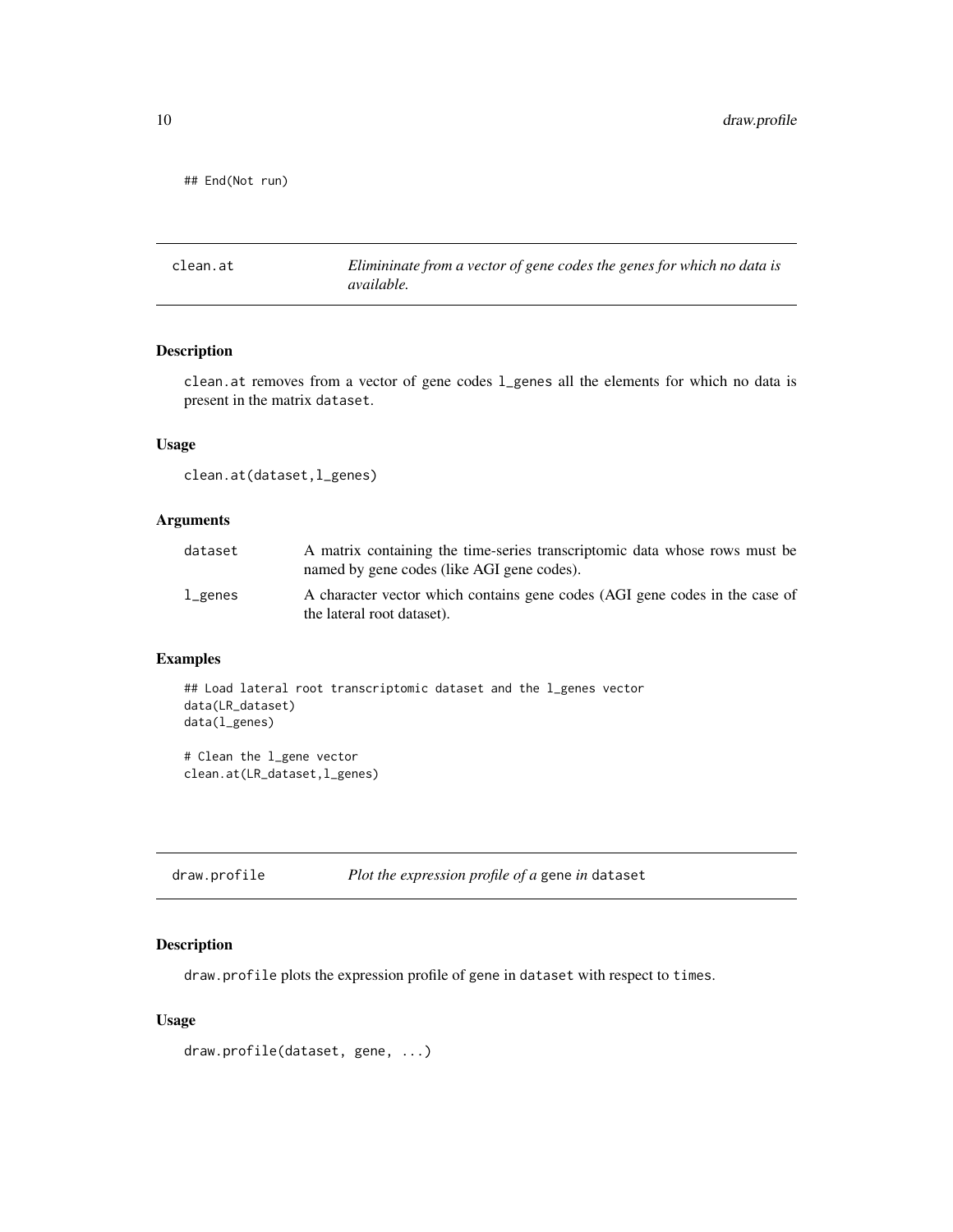```
## End(Not run)
```

## clean.at — *Elimininate from a vector of gene codes the genes for which no data is available.*

### Description

clean.at removes from a vector of gene codes l_genes all the elements for which no data is present in the matrix dataset.

### Usage

```
clean.at(dataset,l_genes)
```

### Arguments

| | |
|---|---|
| dataset | A matrix containing the time-series transcriptomic data whose rows must be named by gene codes (like AGI gene codes). |
| l_genes | A character vector which contains gene codes (AGI gene codes in the case of the lateral root dataset). |

### Examples

```
## Load lateral root transcriptomic dataset and the l_genes vector
data(LR_dataset)
data(l_genes)

# Clean the l_gene vector
clean.at(LR_dataset,l_genes)
```

## draw.profile — *Plot the expression profile of a* gene *in* dataset

### Description

draw.profile plots the expression profile of gene in dataset with respect to times.

### Usage

```
draw.profile(dataset, gene, ...)
```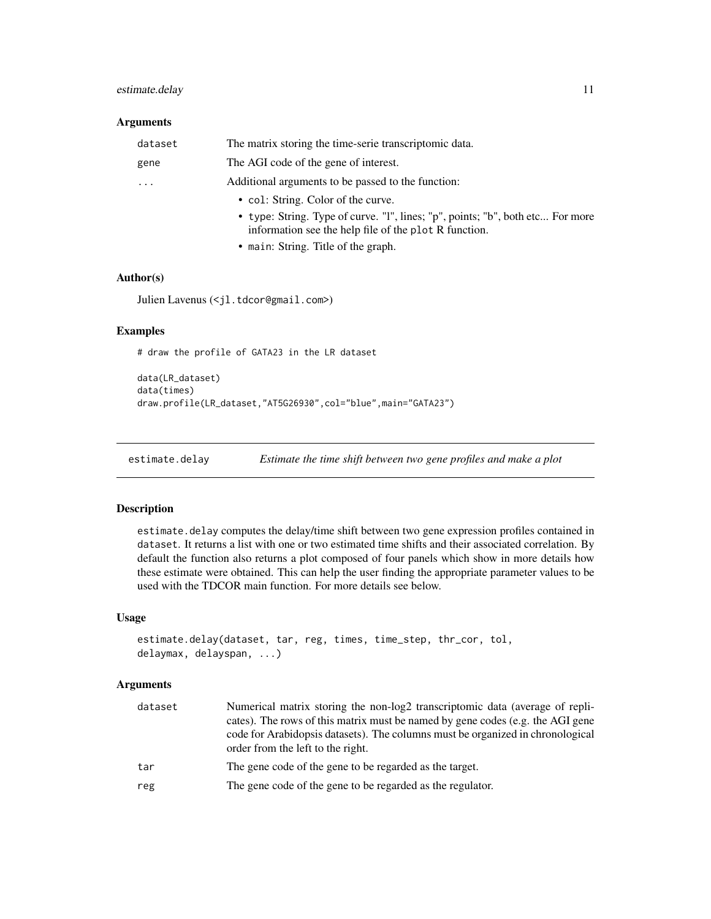### Arguments

| | |
|---|---|
| dataset | The matrix storing the time-serie transcriptomic data. |
| gene | The AGI code of the gene of interest. |
| ... | Additional arguments to be passed to the function: <br>• col: String. Color of the curve. <br>• type: String. Type of curve. "l", lines; "p", points; "b", both etc... For more information see the help file of the plot R function. <br>• main: String. Title of the graph. |

### Author(s)

Julien Lavenus (<jl.tdcor@gmail.com>)

### Examples

```
# draw the profile of GATA23 in the LR dataset

data(LR_dataset)
data(times)
draw.profile(LR_dataset,"AT5G26930",col="blue",main="GATA23")
```

---

## estimate.delay *Estimate the time shift between two gene profiles and make a plot*

### Description

estimate.delay computes the delay/time shift between two gene expression profiles contained in dataset. It returns a list with one or two estimated time shifts and their associated correlation. By default the function also returns a plot composed of four panels which show in more details how these estimate were obtained. This can help the user finding the appropriate parameter values to be used with the TDCOR main function. For more details see below.

### Usage

```
estimate.delay(dataset, tar, reg, times, time_step, thr_cor, tol,
delaymax, delayspan, ...)
```

### Arguments

| | |
|---|---|
| dataset | Numerical matrix storing the non-log2 transcriptomic data (average of replicates). The rows of this matrix must be named by gene codes (e.g. the AGI gene code for Arabidopsis datasets). The columns must be organized in chronological order from the left to the right. |
| tar | The gene code of the gene to be regarded as the target. |
| reg | The gene code of the gene to be regarded as the regulator. |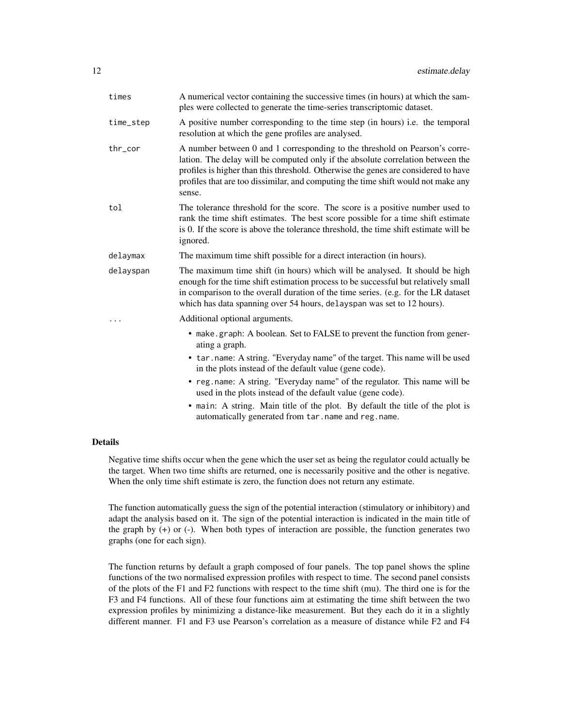| | |
|---|---|
| `times` | A numerical vector containing the successive times (in hours) at which the samples were collected to generate the time-series transcriptomic dataset. |
| `time_step` | A positive number corresponding to the time step (in hours) i.e. the temporal resolution at which the gene profiles are analysed. |
| `thr_cor` | A number between 0 and 1 corresponding to the threshold on Pearson's correlation. The delay will be computed only if the absolute correlation between the profiles is higher than this threshold. Otherwise the genes are considered to have profiles that are too dissimilar, and computing the time shift would not make any sense. |
| `tol` | The tolerance threshold for the score. The score is a positive number used to rank the time shift estimates. The best score possible for a time shift estimate is 0. If the score is above the tolerance threshold, the time shift estimate will be ignored. |
| `delaymax` | The maximum time shift possible for a direct interaction (in hours). |
| `delayspan` | The maximum time shift (in hours) which will be analysed. It should be high enough for the time shift estimation process to be successful but relatively small in comparison to the overall duration of the time series. (e.g. for the LR dataset which has data spanning over 54 hours, `delayspan` was set to 12 hours). |
| `...` | Additional optional arguments. |

- `make.graph`: A boolean. Set to FALSE to prevent the function from generating a graph.
- `tar.name`: A string. "Everyday name" of the target. This name will be used in the plots instead of the default value (gene code).
- `reg.name`: A string. "Everyday name" of the regulator. This name will be used in the plots instead of the default value (gene code).
- `main`: A string. Main title of the plot. By default the title of the plot is automatically generated from `tar.name` and `reg.name`.

## Details

Negative time shifts occur when the gene which the user set as being the regulator could actually be the target. When two time shifts are returned, one is necessarily positive and the other is negative. When the only time shift estimate is zero, the function does not return any estimate.

The function automatically guess the sign of the potential interaction (stimulatory or inhibitory) and adapt the analysis based on it. The sign of the potential interaction is indicated in the main title of the graph by (+) or (-). When both types of interaction are possible, the function generates two graphs (one for each sign).

The function returns by default a graph composed of four panels. The top panel shows the spline functions of the two normalised expression profiles with respect to time. The second panel consists of the plots of the F1 and F2 functions with respect to the time shift (mu). The third one is for the F3 and F4 functions. All of these four functions aim at estimating the time shift between the two expression profiles by minimizing a distance-like measurement. But they each do it in a slightly different manner. F1 and F3 use Pearson's correlation as a measure of distance while F2 and F4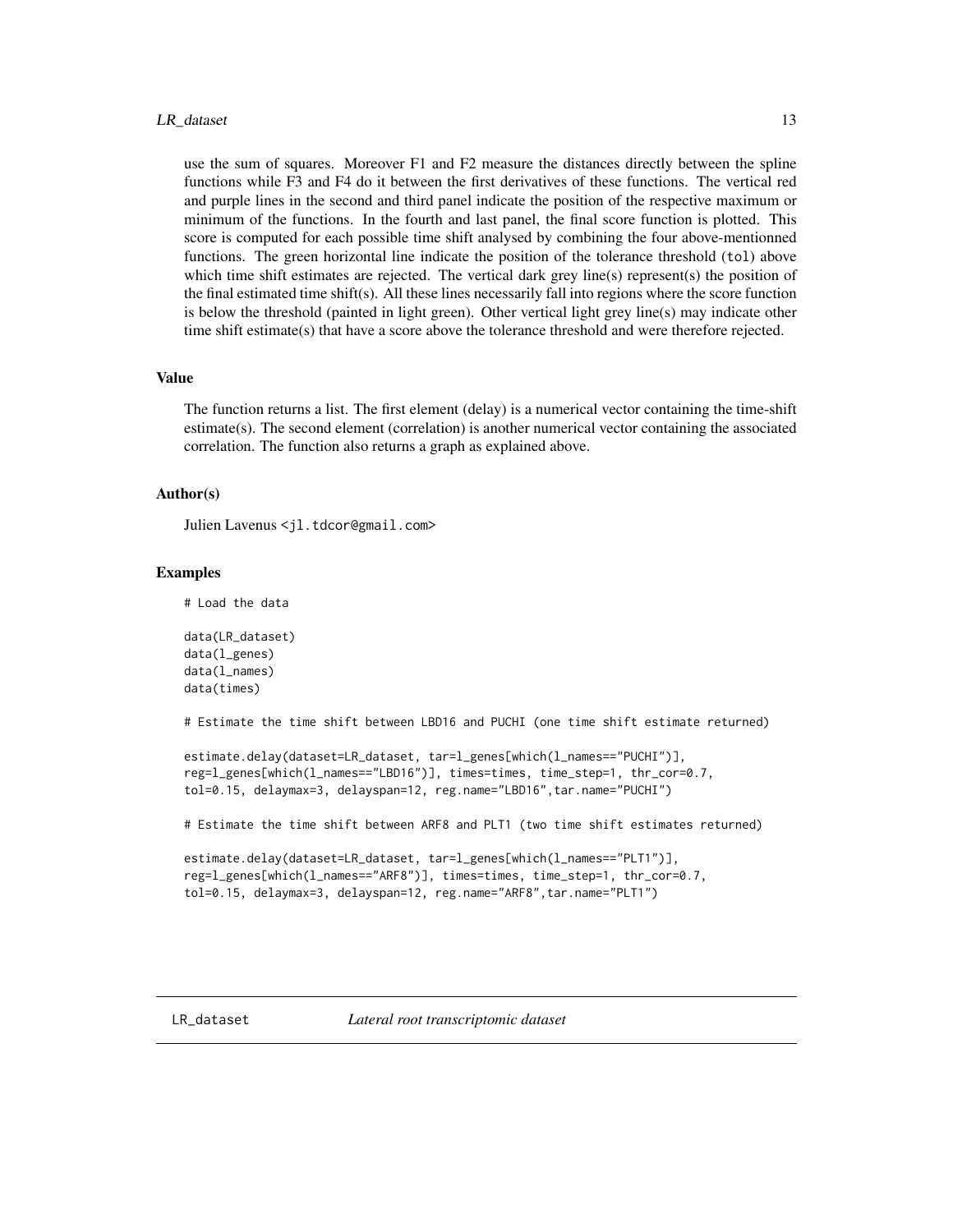use the sum of squares. Moreover F1 and F2 measure the distances directly between the spline functions while F3 and F4 do it between the first derivatives of these functions. The vertical red and purple lines in the second and third panel indicate the position of the respective maximum or minimum of the functions. In the fourth and last panel, the final score function is plotted. This score is computed for each possible time shift analysed by combining the four above-mentionned functions. The green horizontal line indicate the position of the tolerance threshold (`tol`) above which time shift estimates are rejected. The vertical dark grey line(s) represent(s) the position of the final estimated time shift(s). All these lines necessarily fall into regions where the score function is below the threshold (painted in light green). Other vertical light grey line(s) may indicate other time shift estimate(s) that have a score above the tolerance threshold and were therefore rejected.

### Value

The function returns a list. The first element (delay) is a numerical vector containing the time-shift estimate(s). The second element (correlation) is another numerical vector containing the associated correlation. The function also returns a graph as explained above.

### Author(s)

Julien Lavenus <jl.tdcor@gmail.com>

### Examples

```
# Load the data

data(LR_dataset)
data(l_genes)
data(l_names)
data(times)

# Estimate the time shift between LBD16 and PUCHI (one time shift estimate returned)

estimate.delay(dataset=LR_dataset, tar=l_genes[which(l_names=="PUCHI")],
reg=l_genes[which(l_names=="LBD16")], times=times, time_step=1, thr_cor=0.7,
tol=0.15, delaymax=3, delayspan=12, reg.name="LBD16",tar.name="PUCHI")

# Estimate the time shift between ARF8 and PLT1 (two time shift estimates returned)

estimate.delay(dataset=LR_dataset, tar=l_genes[which(l_names=="PLT1")],
reg=l_genes[which(l_names=="ARF8")], times=times, time_step=1, thr_cor=0.7,
tol=0.15, delaymax=3, delayspan=12, reg.name="ARF8",tar.name="PLT1")
```

---

## LR_dataset *Lateral root transcriptomic dataset*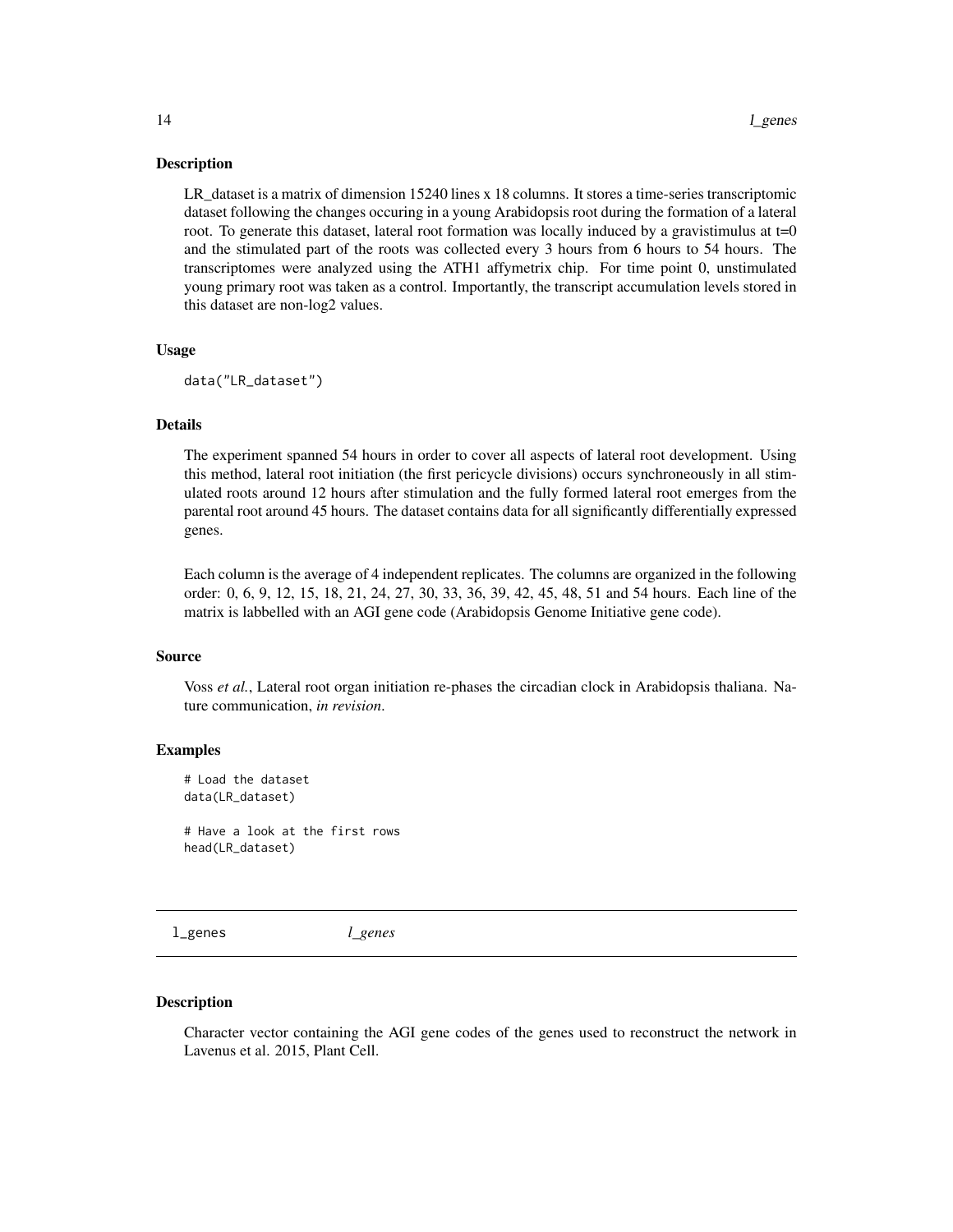### Description

LR_dataset is a matrix of dimension 15240 lines x 18 columns. It stores a time-series transcriptomic dataset following the changes occuring in a young Arabidopsis root during the formation of a lateral root. To generate this dataset, lateral root formation was locally induced by a gravistimulus at t=0 and the stimulated part of the roots was collected every 3 hours from 6 hours to 54 hours. The transcriptomes were analyzed using the ATH1 affymetrix chip. For time point 0, unstimulated young primary root was taken as a control. Importantly, the transcript accumulation levels stored in this dataset are non-log2 values.

### Usage

```
data("LR_dataset")
```

### Details

The experiment spanned 54 hours in order to cover all aspects of lateral root development. Using this method, lateral root initiation (the first pericycle divisions) occurs synchroneously in all stimulated roots around 12 hours after stimulation and the fully formed lateral root emerges from the parental root around 45 hours. The dataset contains data for all significantly differentially expressed genes.

Each column is the average of 4 independent replicates. The columns are organized in the following order: 0, 6, 9, 12, 15, 18, 21, 24, 27, 30, 33, 36, 39, 42, 45, 48, 51 and 54 hours. Each line of the matrix is labbelled with an AGI gene code (Arabidopsis Genome Initiative gene code).

### Source

Voss *et al.*, Lateral root organ initiation re-phases the circadian clock in Arabidopsis thaliana. Nature communication, *in revision*.

### Examples

```
# Load the dataset
data(LR_dataset)

# Have a look at the first rows
head(LR_dataset)
```

---

## l_genes *l_genes*

---

### Description

Character vector containing the AGI gene codes of the genes used to reconstruct the network in Lavenus et al. 2015, Plant Cell.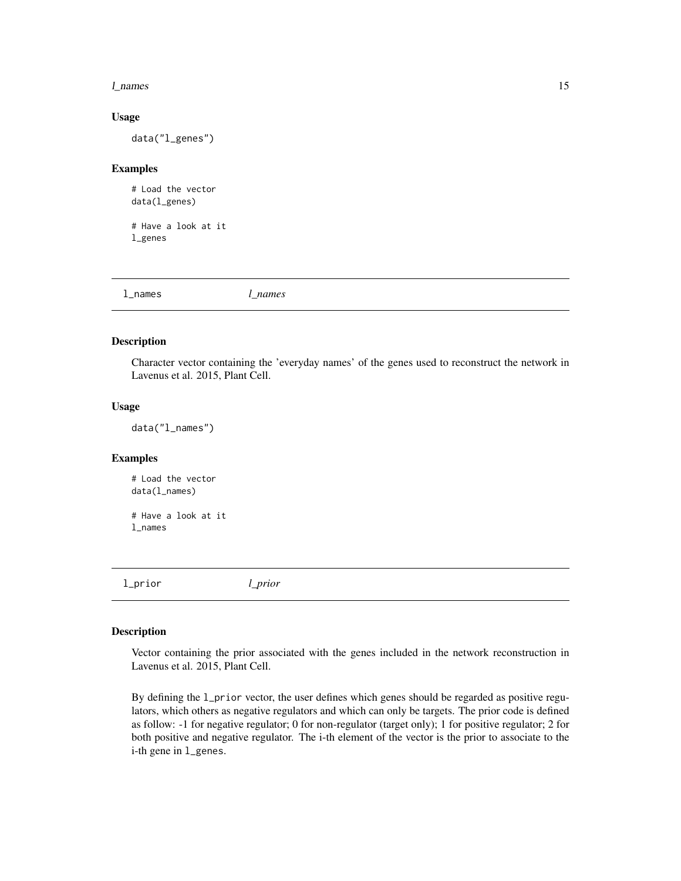### Usage

```
data("l_genes")
```

### Examples

```
# Load the vector
data(l_genes)

# Have a look at it
l_genes
```

---

## l_names *l_names*

---

### Description

Character vector containing the 'everyday names' of the genes used to reconstruct the network in Lavenus et al. 2015, Plant Cell.

### Usage

```
data("l_names")
```

### Examples

```
# Load the vector
data(l_names)

# Have a look at it
l_names
```

---

## l_prior *l_prior*

---

### Description

Vector containing the prior associated with the genes included in the network reconstruction in Lavenus et al. 2015, Plant Cell.

By defining the `l_prior` vector, the user defines which genes should be regarded as positive regulators, which others as negative regulators and which can only be targets. The prior code is defined as follow: -1 for negative regulator; 0 for non-regulator (target only); 1 for positive regulator; 2 for both positive and negative regulator. The i-th element of the vector is the prior to associate to the i-th gene in `l_genes`.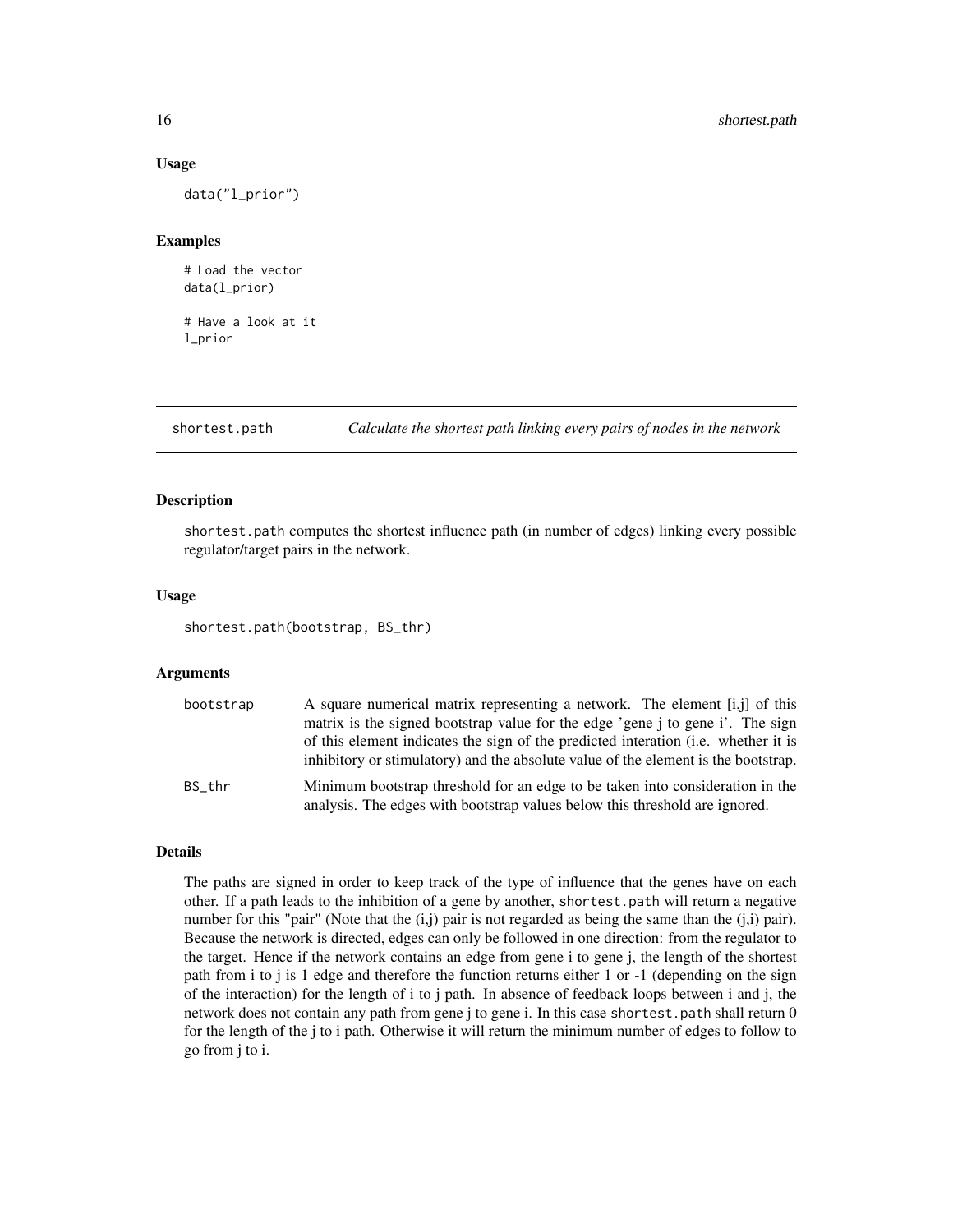### Usage

```
data("l_prior")
```

### Examples

```
# Load the vector
data(l_prior)

# Have a look at it
l_prior
```

---

## shortest.path — *Calculate the shortest path linking every pairs of nodes in the network*

---

### Description

shortest.path computes the shortest influence path (in number of edges) linking every possible regulator/target pairs in the network.

### Usage

```
shortest.path(bootstrap, BS_thr)
```

### Arguments

| | |
|---|---|
| bootstrap | A square numerical matrix representing a network. The element [i,j] of this matrix is the signed bootstrap value for the edge 'gene j to gene i'. The sign of this element indicates the sign of the predicted interation (i.e. whether it is inhibitory or stimulatory) and the absolute value of the element is the bootstrap. |
| BS_thr | Minimum bootstrap threshold for an edge to be taken into consideration in the analysis. The edges with bootstrap values below this threshold are ignored. |

### Details

The paths are signed in order to keep track of the type of influence that the genes have on each other. If a path leads to the inhibition of a gene by another, shortest.path will return a negative number for this "pair" (Note that the (i,j) pair is not regarded as being the same than the (j,i) pair). Because the network is directed, edges can only be followed in one direction: from the regulator to the target. Hence if the network contains an edge from gene i to gene j, the length of the shortest path from i to j is 1 edge and therefore the function returns either 1 or -1 (depending on the sign of the interaction) for the length of i to j path. In absence of feedback loops between i and j, the network does not contain any path from gene j to gene i. In this case shortest.path shall return 0 for the length of the j to i path. Otherwise it will return the minimum number of edges to follow to go from j to i.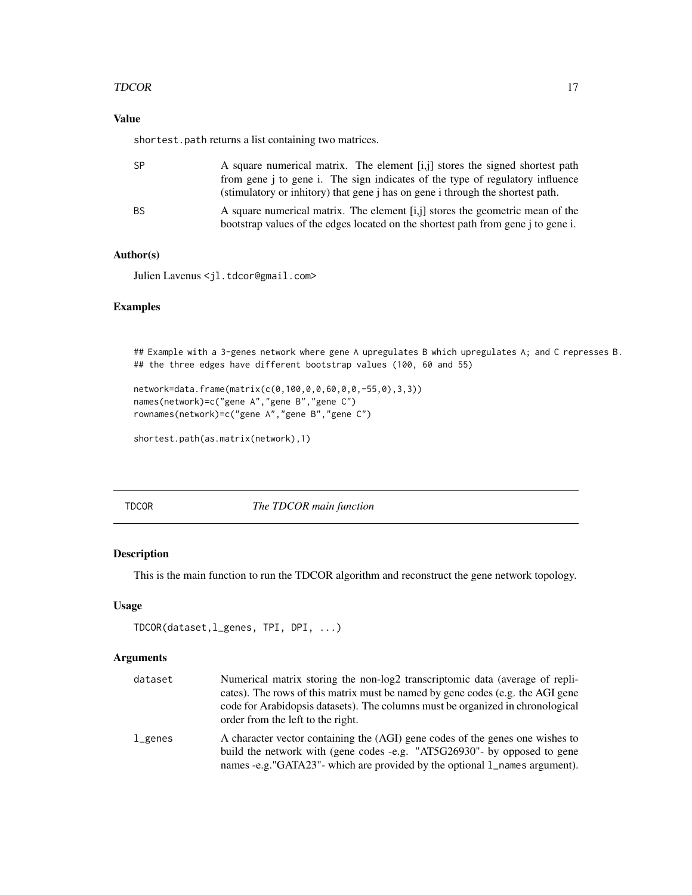### Value

shortest.path returns a list containing two matrices.

- **SP**: A square numerical matrix. The element [i,j] stores the signed shortest path from gene j to gene i. The sign indicates of the type of regulatory influence (stimulatory or inhitory) that gene j has on gene i through the shortest path.
- **BS**: A square numerical matrix. The element [i,j] stores the geometric mean of the bootstrap values of the edges located on the shortest path from gene j to gene i.

### Author(s)

Julien Lavenus <jl.tdcor@gmail.com>

### Examples

```
## Example with a 3-genes network where gene A upregulates B which upregulates A; and C represses B.
## the three edges have different bootstrap values (100, 60 and 55)

network=data.frame(matrix(c(0,100,0,0,60,0,0,-55,0),3,3))
names(network)=c("gene A","gene B","gene C")
rownames(network)=c("gene A","gene B","gene C")

shortest.path(as.matrix(network),1)
```

---

## TDCOR — *The TDCOR main function*

### Description

This is the main function to run the TDCOR algorithm and reconstruct the gene network topology.

### Usage

```
TDCOR(dataset,l_genes, TPI, DPI, ...)
```

### Arguments

- **dataset**: Numerical matrix storing the non-log2 transcriptomic data (average of replicates). The rows of this matrix must be named by gene codes (e.g. the AGI gene code for Arabidopsis datasets). The columns must be organized in chronological order from the left to the right.
- **l_genes**: A character vector containing the (AGI) gene codes of the genes one wishes to build the network with (gene codes -e.g. "AT5G26930"- by opposed to gene names -e.g."GATA23"- which are provided by the optional l_names argument).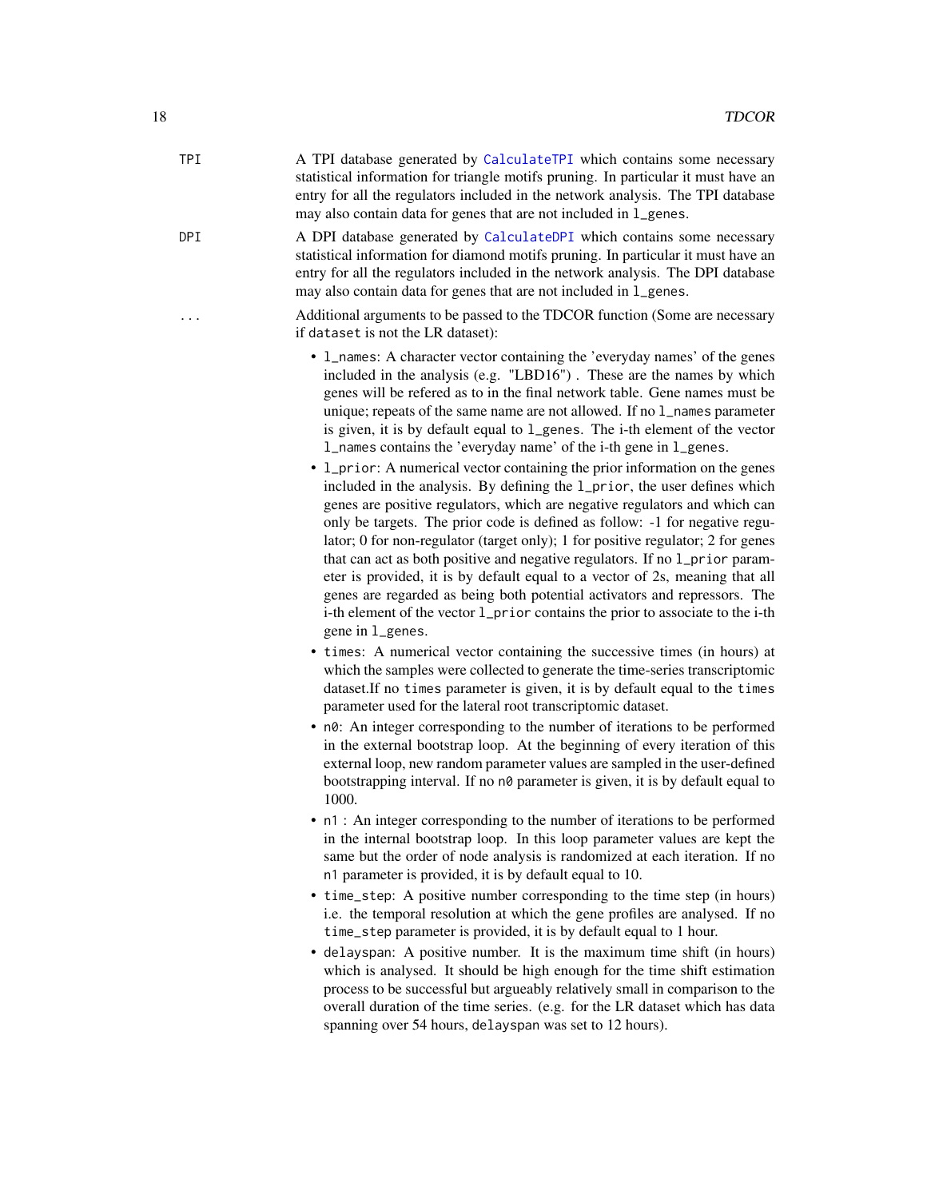TPI A TPI database generated by CalculateTPI which contains some necessary statistical information for triangle motifs pruning. In particular it must have an entry for all the regulators included in the network analysis. The TPI database may also contain data for genes that are not included in l_genes.

DPI A DPI database generated by CalculateDPI which contains some necessary statistical information for diamond motifs pruning. In particular it must have an entry for all the regulators included in the network analysis. The DPI database may also contain data for genes that are not included in l_genes.

... Additional arguments to be passed to the TDCOR function (Some are necessary if dataset is not the LR dataset):

- l_names: A character vector containing the 'everyday names' of the genes included in the analysis (e.g. "LBD16") . These are the names by which genes will be refered as to in the final network table. Gene names must be unique; repeats of the same name are not allowed. If no l_names parameter is given, it is by default equal to l_genes. The i-th element of the vector l_names contains the 'everyday name' of the i-th gene in l_genes.
- l_prior: A numerical vector containing the prior information on the genes included in the analysis. By defining the l_prior, the user defines which genes are positive regulators, which are negative regulators and which can only be targets. The prior code is defined as follow: -1 for negative regulator; 0 for non-regulator (target only); 1 for positive regulator; 2 for genes that can act as both positive and negative regulators. If no l_prior parameter is provided, it is by default equal to a vector of 2s, meaning that all genes are regarded as being both potential activators and repressors. The i-th element of the vector l_prior contains the prior to associate to the i-th gene in l_genes.
- times: A numerical vector containing the successive times (in hours) at which the samples were collected to generate the time-series transcriptomic dataset.If no times parameter is given, it is by default equal to the times parameter used for the lateral root transcriptomic dataset.
- n0: An integer corresponding to the number of iterations to be performed in the external bootstrap loop. At the beginning of every iteration of this external loop, new random parameter values are sampled in the user-defined bootstrapping interval. If no n0 parameter is given, it is by default equal to 1000.
- n1 : An integer corresponding to the number of iterations to be performed in the internal bootstrap loop. In this loop parameter values are kept the same but the order of node analysis is randomized at each iteration. If no n1 parameter is provided, it is by default equal to 10.
- time_step: A positive number corresponding to the time step (in hours) i.e. the temporal resolution at which the gene profiles are analysed. If no time_step parameter is provided, it is by default equal to 1 hour.
- delayspan: A positive number. It is the maximum time shift (in hours) which is analysed. It should be high enough for the time shift estimation process to be successful but argueably relatively small in comparison to the overall duration of the time series. (e.g. for the LR dataset which has data spanning over 54 hours, delayspan was set to 12 hours).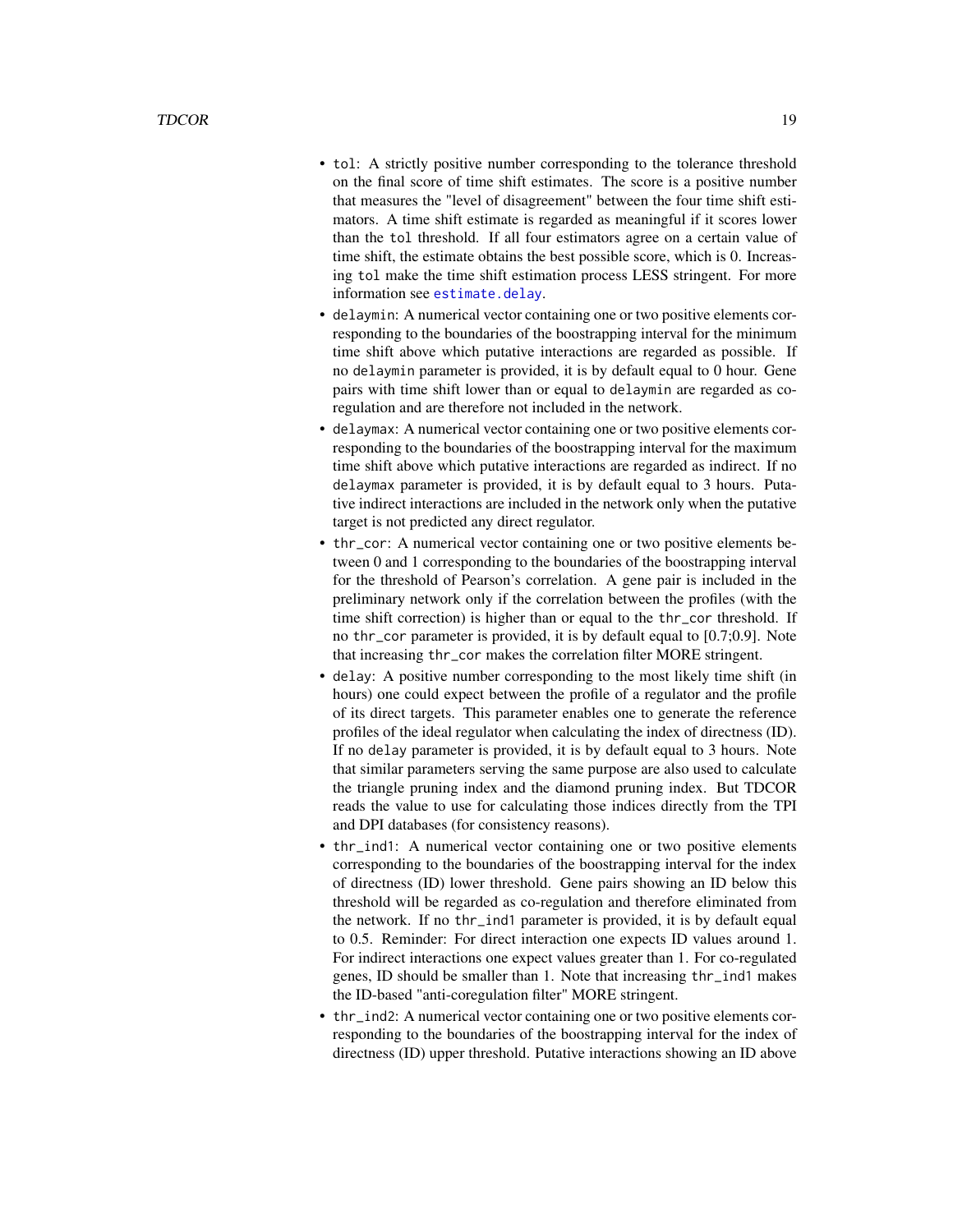- `tol`: A strictly positive number corresponding to the tolerance threshold on the final score of time shift estimates. The score is a positive number that measures the "level of disagreement" between the four time shift estimators. A time shift estimate is regarded as meaningful if it scores lower than the `tol` threshold. If all four estimators agree on a certain value of time shift, the estimate obtains the best possible score, which is 0. Increasing `tol` make the time shift estimation process LESS stringent. For more information see `estimate.delay`.
- `delaymin`: A numerical vector containing one or two positive elements corresponding to the boundaries of the boostrapping interval for the minimum time shift above which putative interactions are regarded as possible. If no `delaymin` parameter is provided, it is by default equal to 0 hour. Gene pairs with time shift lower than or equal to `delaymin` are regarded as co-regulation and are therefore not included in the network.
- `delaymax`: A numerical vector containing one or two positive elements corresponding to the boundaries of the boostrapping interval for the maximum time shift above which putative interactions are regarded as indirect. If no `delaymax` parameter is provided, it is by default equal to 3 hours. Putative indirect interactions are included in the network only when the putative target is not predicted any direct regulator.
- `thr_cor`: A numerical vector containing one or two positive elements between 0 and 1 corresponding to the boundaries of the boostrapping interval for the threshold of Pearson's correlation. A gene pair is included in the preliminary network only if the correlation between the profiles (with the time shift correction) is higher than or equal to the `thr_cor` threshold. If no `thr_cor` parameter is provided, it is by default equal to [0.7;0.9]. Note that increasing `thr_cor` makes the correlation filter MORE stringent.
- `delay`: A positive number corresponding to the most likely time shift (in hours) one could expect between the profile of a regulator and the profile of its direct targets. This parameter enables one to generate the reference profiles of the ideal regulator when calculating the index of directness (ID). If no `delay` parameter is provided, it is by default equal to 3 hours. Note that similar parameters serving the same purpose are also used to calculate the triangle pruning index and the diamond pruning index. But TDCOR reads the value to use for calculating those indices directly from the TPI and DPI databases (for consistency reasons).
- `thr_ind1`: A numerical vector containing one or two positive elements corresponding to the boundaries of the boostrapping interval for the index of directness (ID) lower threshold. Gene pairs showing an ID below this threshold will be regarded as co-regulation and therefore eliminated from the network. If no `thr_ind1` parameter is provided, it is by default equal to 0.5. Reminder: For direct interaction one expects ID values around 1. For indirect interactions one expect values greater than 1. For co-regulated genes, ID should be smaller than 1. Note that increasing `thr_ind1` makes the ID-based "anti-coregulation filter" MORE stringent.
- `thr_ind2`: A numerical vector containing one or two positive elements corresponding to the boundaries of the boostrapping interval for the index of directness (ID) upper threshold. Putative interactions showing an ID above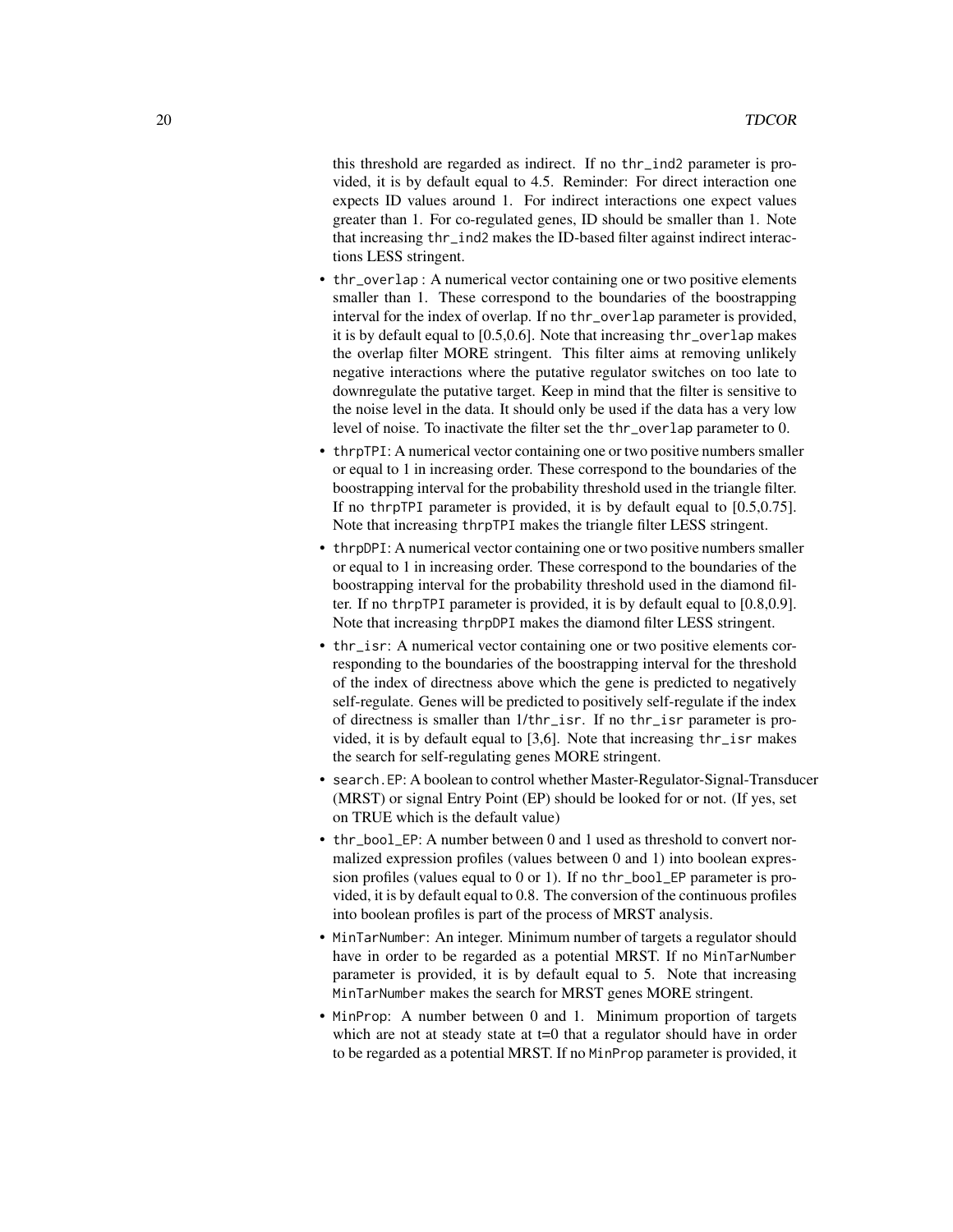this threshold are regarded as indirect. If no `thr_ind2` parameter is provided, it is by default equal to 4.5. Reminder: For direct interaction one expects ID values around 1. For indirect interactions one expect values greater than 1. For co-regulated genes, ID should be smaller than 1. Note that increasing `thr_ind2` makes the ID-based filter against indirect interactions LESS stringent.

- `thr_overlap` : A numerical vector containing one or two positive elements smaller than 1. These correspond to the boundaries of the boostrapping interval for the index of overlap. If no `thr_overlap` parameter is provided, it is by default equal to [0.5,0.6]. Note that increasing `thr_overlap` makes the overlap filter MORE stringent. This filter aims at removing unlikely negative interactions where the putative regulator switches on too late to downregulate the putative target. Keep in mind that the filter is sensitive to the noise level in the data. It should only be used if the data has a very low level of noise. To inactivate the filter set the `thr_overlap` parameter to 0.
- `thrpTPI`: A numerical vector containing one or two positive numbers smaller or equal to 1 in increasing order. These correspond to the boundaries of the boostrapping interval for the probability threshold used in the triangle filter. If no `thrpTPI` parameter is provided, it is by default equal to [0.5,0.75]. Note that increasing `thrpTPI` makes the triangle filter LESS stringent.
- `thrpDPI`: A numerical vector containing one or two positive numbers smaller or equal to 1 in increasing order. These correspond to the boundaries of the boostrapping interval for the probability threshold used in the diamond filter. If no `thrpTPI` parameter is provided, it is by default equal to [0.8,0.9]. Note that increasing `thrpDPI` makes the diamond filter LESS stringent.
- `thr_isr`: A numerical vector containing one or two positive elements corresponding to the boundaries of the boostrapping interval for the threshold of the index of directness above which the gene is predicted to negatively self-regulate. Genes will be predicted to positively self-regulate if the index of directness is smaller than 1/`thr_isr`. If no `thr_isr` parameter is provided, it is by default equal to [3,6]. Note that increasing `thr_isr` makes the search for self-regulating genes MORE stringent.
- `search.EP`: A boolean to control whether Master-Regulator-Signal-Transducer (MRST) or signal Entry Point (EP) should be looked for or not. (If yes, set on TRUE which is the default value)
- `thr_bool_EP`: A number between 0 and 1 used as threshold to convert normalized expression profiles (values between 0 and 1) into boolean expression profiles (values equal to 0 or 1). If no `thr_bool_EP` parameter is provided, it is by default equal to 0.8. The conversion of the continuous profiles into boolean profiles is part of the process of MRST analysis.
- `MinTarNumber`: An integer. Minimum number of targets a regulator should have in order to be regarded as a potential MRST. If no `MinTarNumber` parameter is provided, it is by default equal to 5. Note that increasing `MinTarNumber` makes the search for MRST genes MORE stringent.
- `MinProp`: A number between 0 and 1. Minimum proportion of targets which are not at steady state at t=0 that a regulator should have in order to be regarded as a potential MRST. If no `MinProp` parameter is provided, it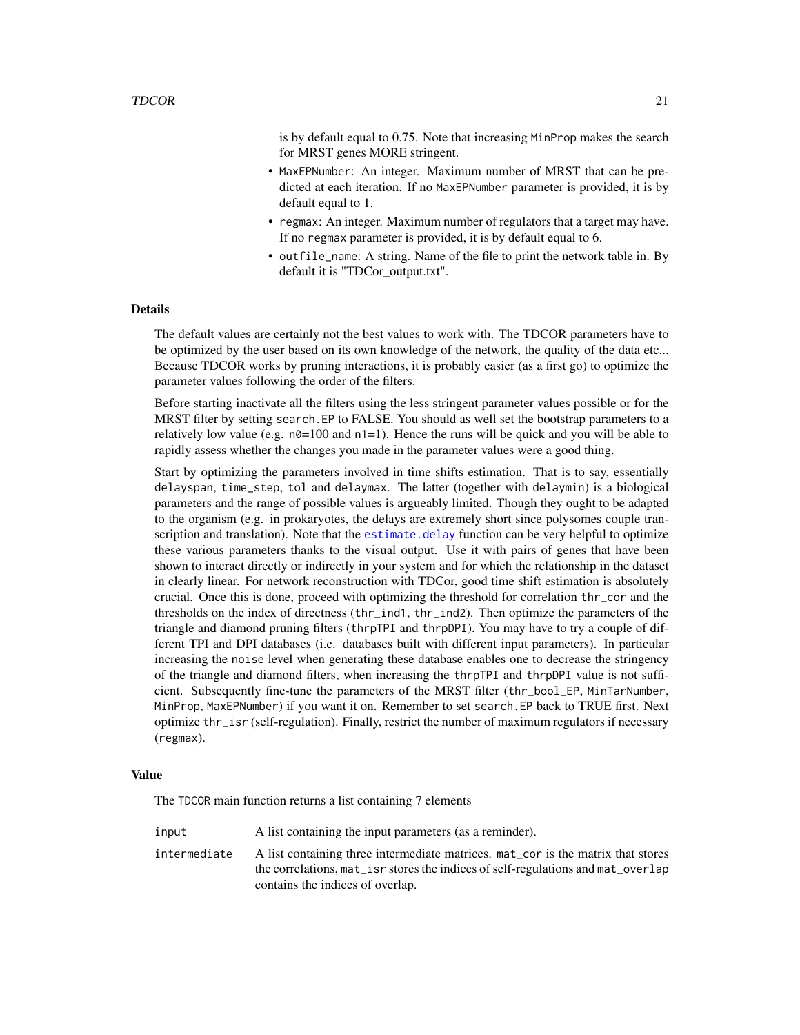is by default equal to 0.75. Note that increasing `MinProp` makes the search for MRST genes MORE stringent.

- `MaxEPNumber`: An integer. Maximum number of MRST that can be predicted at each iteration. If no `MaxEPNumber` parameter is provided, it is by default equal to 1.
- `regmax`: An integer. Maximum number of regulators that a target may have. If no `regmax` parameter is provided, it is by default equal to 6.
- `outfile_name`: A string. Name of the file to print the network table in. By default it is "TDCor_output.txt".

### Details

The default values are certainly not the best values to work with. The TDCOR parameters have to be optimized by the user based on its own knowledge of the network, the quality of the data etc... Because TDCOR works by pruning interactions, it is probably easier (as a first go) to optimize the parameter values following the order of the filters.

Before starting inactivate all the filters using the less stringent parameter values possible or for the MRST filter by setting `search.EP` to FALSE. You should as well set the bootstrap parameters to a relatively low value (e.g. `n0`=100 and `n1`=1). Hence the runs will be quick and you will be able to rapidly assess whether the changes you made in the parameter values were a good thing.

Start by optimizing the parameters involved in time shifts estimation. That is to say, essentially `delayspan`, `time_step`, `tol` and `delaymax`. The latter (together with `delaymin`) is a biological parameters and the range of possible values is argueably limited. Though they ought to be adapted to the organism (e.g. in prokaryotes, the delays are extremely short since polysomes couple transcription and translation). Note that the `estimate.delay` function can be very helpful to optimize these various parameters thanks to the visual output. Use it with pairs of genes that have been shown to interact directly or indirectly in your system and for which the relationship in the dataset in clearly linear. For network reconstruction with TDCor, good time shift estimation is absolutely crucial. Once this is done, proceed with optimizing the threshold for correlation `thr_cor` and the thresholds on the index of directness (`thr_ind1`, `thr_ind2`). Then optimize the parameters of the triangle and diamond pruning filters (`thrpTPI` and `thrpDPI`). You may have to try a couple of different TPI and DPI databases (i.e. databases built with different input parameters). In particular increasing the `noise` level when generating these database enables one to decrease the stringency of the triangle and diamond filters, when increasing the `thrpTPI` and `thrpDPI` value is not sufficient. Subsequently fine-tune the parameters of the MRST filter (`thr_bool_EP`, `MinTarNumber`, `MinProp`, `MaxEPNumber`) if you want it on. Remember to set `search.EP` back to TRUE first. Next optimize `thr_isr` (self-regulation). Finally, restrict the number of maximum regulators if necessary (`regmax`).

### Value

The `TDCOR` main function returns a list containing 7 elements

| | |
|---|---|
| `input` | A list containing the input parameters (as a reminder). |
| `intermediate` | A list containing three intermediate matrices. `mat_cor` is the matrix that stores the correlations, `mat_isr` stores the indices of self-regulations and `mat_overlap` contains the indices of overlap. |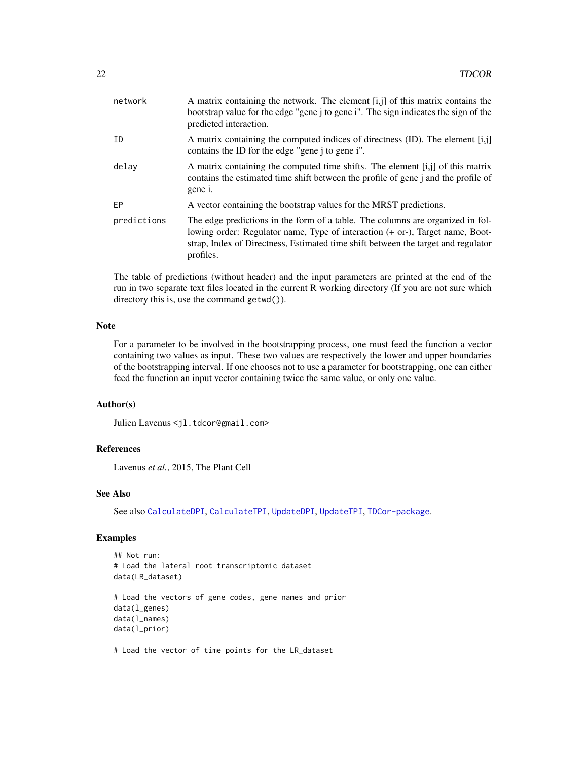| | |
|---|---|
| `network` | A matrix containing the network. The element [i,j] of this matrix contains the bootstrap value for the edge "gene j to gene i". The sign indicates the sign of the predicted interaction. |
| `ID` | A matrix containing the computed indices of directness (ID). The element [i,j] contains the ID for the edge "gene j to gene i". |
| `delay` | A matrix containing the computed time shifts. The element [i,j] of this matrix contains the estimated time shift between the profile of gene j and the profile of gene i. |
| `EP` | A vector containing the bootstrap values for the MRST predictions. |
| `predictions` | The edge predictions in the form of a table. The columns are organized in following order: Regulator name, Type of interaction (+ or-), Target name, Bootstrap, Index of Directness, Estimated time shift between the target and regulator profiles. |

The table of predictions (without header) and the input parameters are printed at the end of the run in two separate text files located in the current R working directory (If you are not sure which directory this is, use the command `getwd()`).

## Note

For a parameter to be involved in the bootstrapping process, one must feed the function a vector containing two values as input. These two values are respectively the lower and upper boundaries of the bootstrapping interval. If one chooses not to use a parameter for bootstrapping, one can either feed the function an input vector containing twice the same value, or only one value.

## Author(s)

Julien Lavenus <jl.tdcor@gmail.com>

## References

Lavenus *et al.*, 2015, The Plant Cell

## See Also

See also CalculateDPI, CalculateTPI, UpdateDPI, UpdateTPI, TDCor-package.

## Examples

```
## Not run:
# Load the lateral root transcriptomic dataset
data(LR_dataset)

# Load the vectors of gene codes, gene names and prior
data(l_genes)
data(l_names)
data(l_prior)

# Load the vector of time points for the LR_dataset
```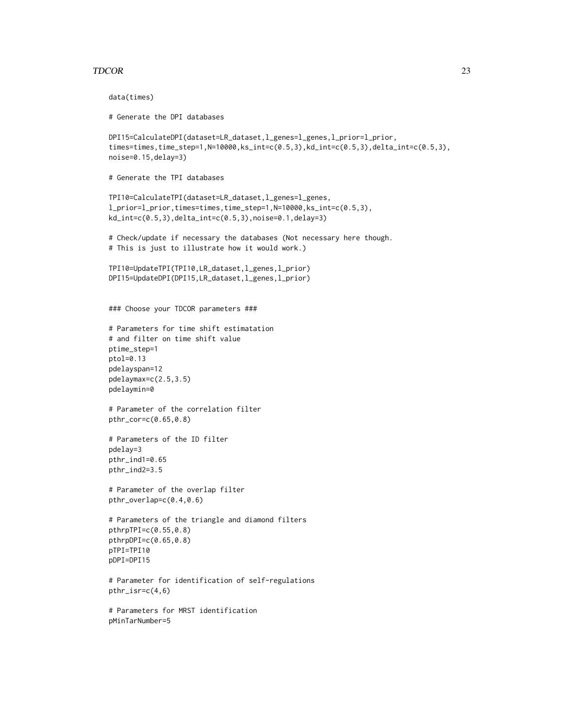```
data(times)

# Generate the DPI databases

DPI15=CalculateDPI(dataset=LR_dataset,l_genes=l_genes,l_prior=l_prior,
times=times,time_step=1,N=10000,ks_int=c(0.5,3),kd_int=c(0.5,3),delta_int=c(0.5,3),
noise=0.15,delay=3)

# Generate the TPI databases

TPI10=CalculateTPI(dataset=LR_dataset,l_genes=l_genes,
l_prior=l_prior,times=times,time_step=1,N=10000,ks_int=c(0.5,3),
kd_int=c(0.5,3),delta_int=c(0.5,3),noise=0.1,delay=3)

# Check/update if necessary the databases (Not necessary here though.
# This is just to illustrate how it would work.)

TPI10=UpdateTPI(TPI10,LR_dataset,l_genes,l_prior)
DPI15=UpdateDPI(DPI15,LR_dataset,l_genes,l_prior)


### Choose your TDCOR parameters ###

# Parameters for time shift estimatation
# and filter on time shift value
ptime_step=1
ptol=0.13
pdelayspan=12
pdelaymax=c(2.5,3.5)
pdelaymin=0

# Parameter of the correlation filter
pthr_cor=c(0.65,0.8)

# Parameters of the ID filter
pdelay=3
pthr_ind1=0.65
pthr_ind2=3.5

# Parameter of the overlap filter
pthr_overlap=c(0.4,0.6)

# Parameters of the triangle and diamond filters
pthrpTPI=c(0.55,0.8)
pthrpDPI=c(0.65,0.8)
pTPI=TPI10
pDPI=DPI15

# Parameter for identification of self-regulations
pthr_isr=c(4,6)

# Parameters for MRST identification
pMinTarNumber=5
```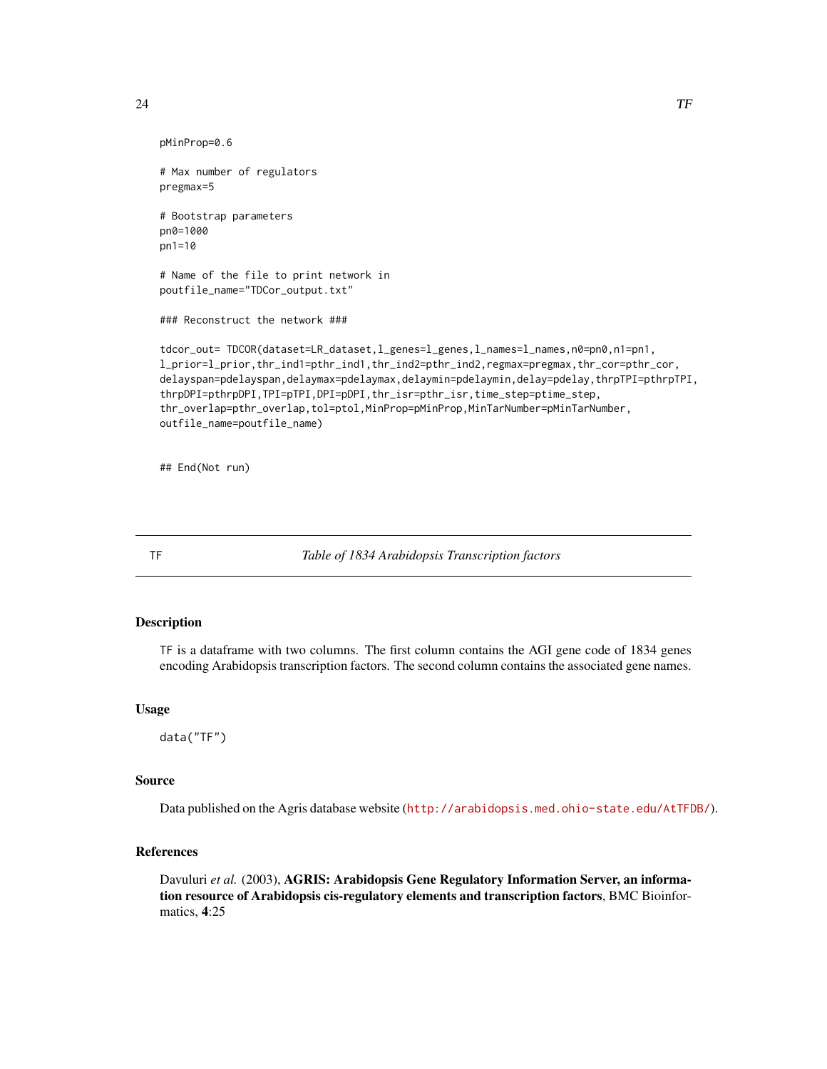```
pMinProp=0.6

# Max number of regulators
pregmax=5

# Bootstrap parameters
pn0=1000
pn1=10

# Name of the file to print network in
poutfile_name="TDCor_output.txt"

### Reconstruct the network ###

tdcor_out= TDCOR(dataset=LR_dataset,l_genes=l_genes,l_names=l_names,n0=pn0,n1=pn1,
l_prior=l_prior,thr_ind1=pthr_ind1,thr_ind2=pthr_ind2,regmax=pregmax,thr_cor=pthr_cor,
delayspan=pdelayspan,delaymax=pdelaymax,delaymin=pdelaymin,delay=pdelay,thrpTPI=pthrpTPI,
thrpDPI=pthrpDPI,TPI=pTPI,DPI=pDPI,thr_isr=pthr_isr,time_step=ptime_step,
thr_overlap=pthr_overlap,tol=ptol,MinProp=pMinProp,MinTarNumber=pMinTarNumber,
outfile_name=poutfile_name)


## End(Not run)
```

---

## TF — *Table of 1834 Arabidopsis Transcription factors*

### Description

TF is a dataframe with two columns. The first column contains the AGI gene code of 1834 genes encoding Arabidopsis transcription factors. The second column contains the associated gene names.

### Usage

```
data("TF")
```

### Source

Data published on the Agris database website (http://arabidopsis.med.ohio-state.edu/AtTFDB/).

### References

Davuluri *et al.* (2003), **AGRIS: Arabidopsis Gene Regulatory Information Server, an information resource of Arabidopsis cis-regulatory elements and transcription factors**, BMC Bioinformatics, **4**:25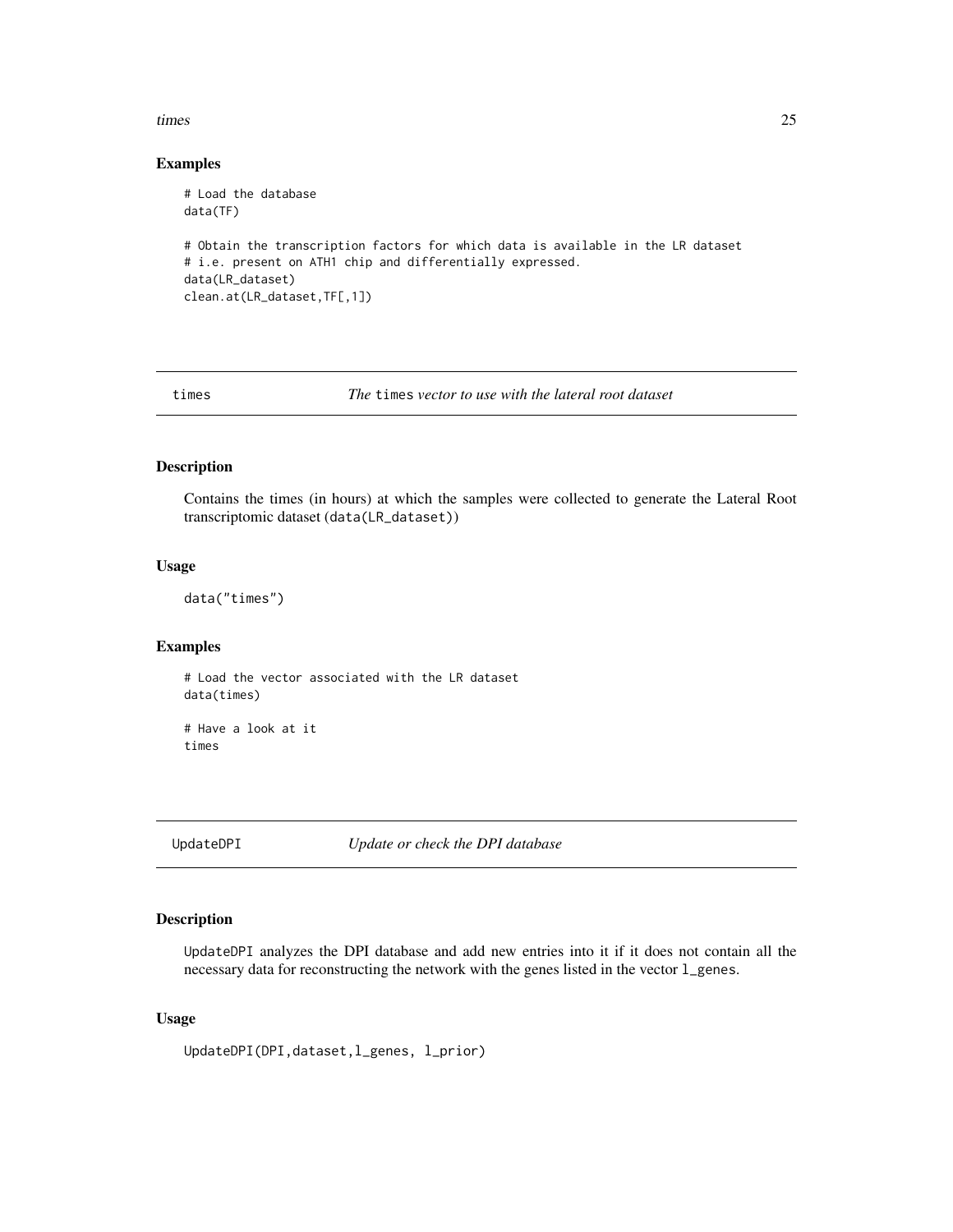## Examples

```
# Load the database
data(TF)

# Obtain the transcription factors for which data is available in the LR dataset
# i.e. present on ATH1 chip and differentially expressed.
data(LR_dataset)
clean.at(LR_dataset,TF[,1])
```

---

# times — *The* `times` *vector to use with the lateral root dataset*

---

## Description

Contains the times (in hours) at which the samples were collected to generate the Lateral Root transcriptomic dataset (`data(LR_dataset)`)

## Usage

```
data("times")
```

## Examples

```
# Load the vector associated with the LR dataset
data(times)

# Have a look at it
times
```

---

# UpdateDPI — *Update or check the DPI database*

---

## Description

`UpdateDPI` analyzes the DPI database and add new entries into it if it does not contain all the necessary data for reconstructing the network with the genes listed in the vector `l_genes`.

## Usage

```
UpdateDPI(DPI,dataset,l_genes, l_prior)
```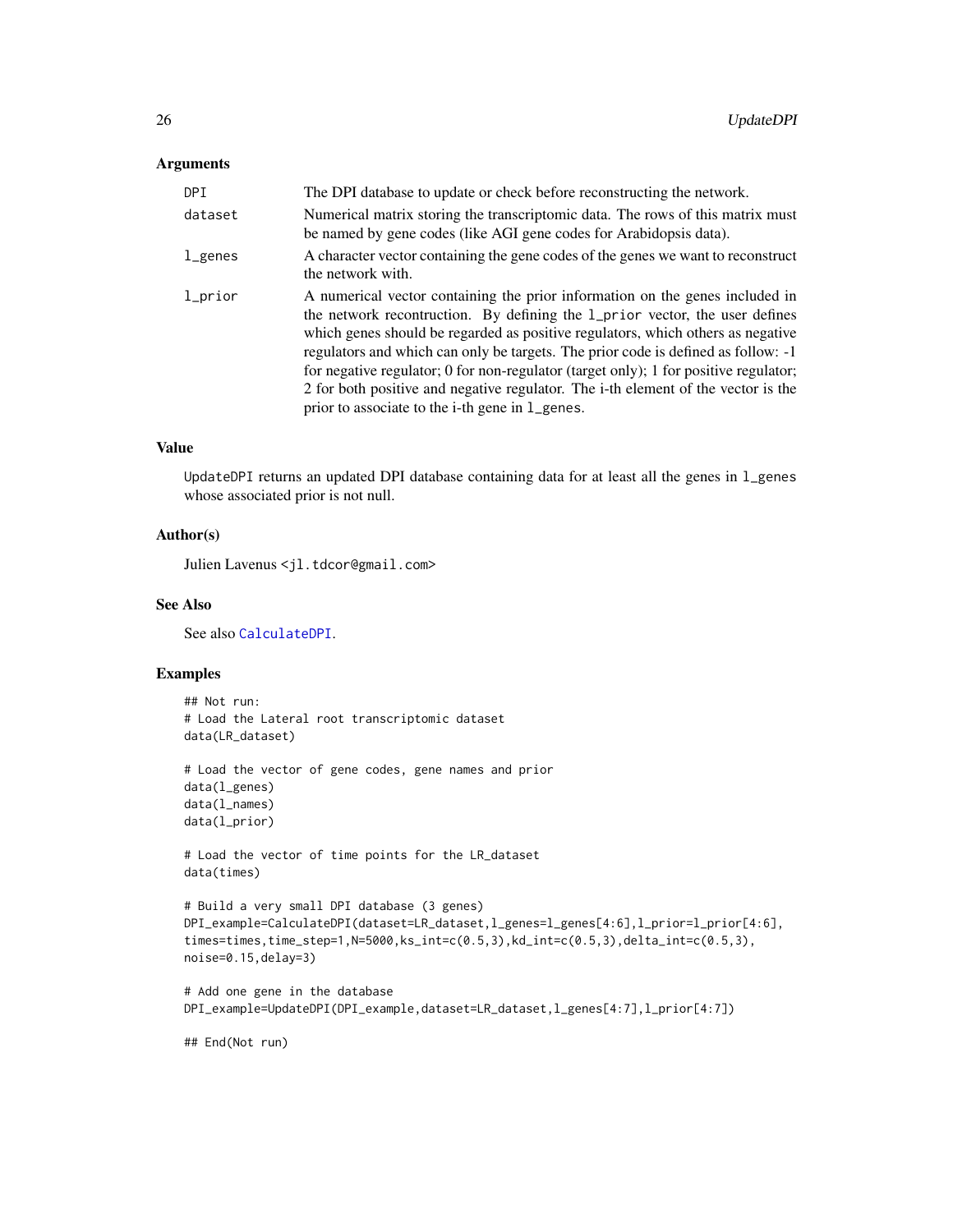### Arguments

- **DPI**: The DPI database to update or check before reconstructing the network.
- **dataset**: Numerical matrix storing the transcriptomic data. The rows of this matrix must be named by gene codes (like AGI gene codes for Arabidopsis data).
- **l_genes**: A character vector containing the gene codes of the genes we want to reconstruct the network with.
- **l_prior**: A numerical vector containing the prior information on the genes included in the network recontruction. By defining the `l_prior` vector, the user defines which genes should be regarded as positive regulators, which others as negative regulators and which can only be targets. The prior code is defined as follow: -1 for negative regulator; 0 for non-regulator (target only); 1 for positive regulator; 2 for both positive and negative regulator. The i-th element of the vector is the prior to associate to the i-th gene in `l_genes`.

### Value

`UpdateDPI` returns an updated DPI database containing data for at least all the genes in `l_genes` whose associated prior is not null.

### Author(s)

Julien Lavenus <jl.tdcor@gmail.com>

### See Also

See also `CalculateDPI`.

### Examples

```
## Not run:
# Load the Lateral root transcriptomic dataset
data(LR_dataset)

# Load the vector of gene codes, gene names and prior
data(l_genes)
data(l_names)
data(l_prior)

# Load the vector of time points for the LR_dataset
data(times)

# Build a very small DPI database (3 genes)
DPI_example=CalculateDPI(dataset=LR_dataset,l_genes=l_genes[4:6],l_prior=l_prior[4:6],
times=times,time_step=1,N=5000,ks_int=c(0.5,3),kd_int=c(0.5,3),delta_int=c(0.5,3),
noise=0.15,delay=3)

# Add one gene in the database
DPI_example=UpdateDPI(DPI_example,dataset=LR_dataset,l_genes[4:7],l_prior[4:7])

## End(Not run)
```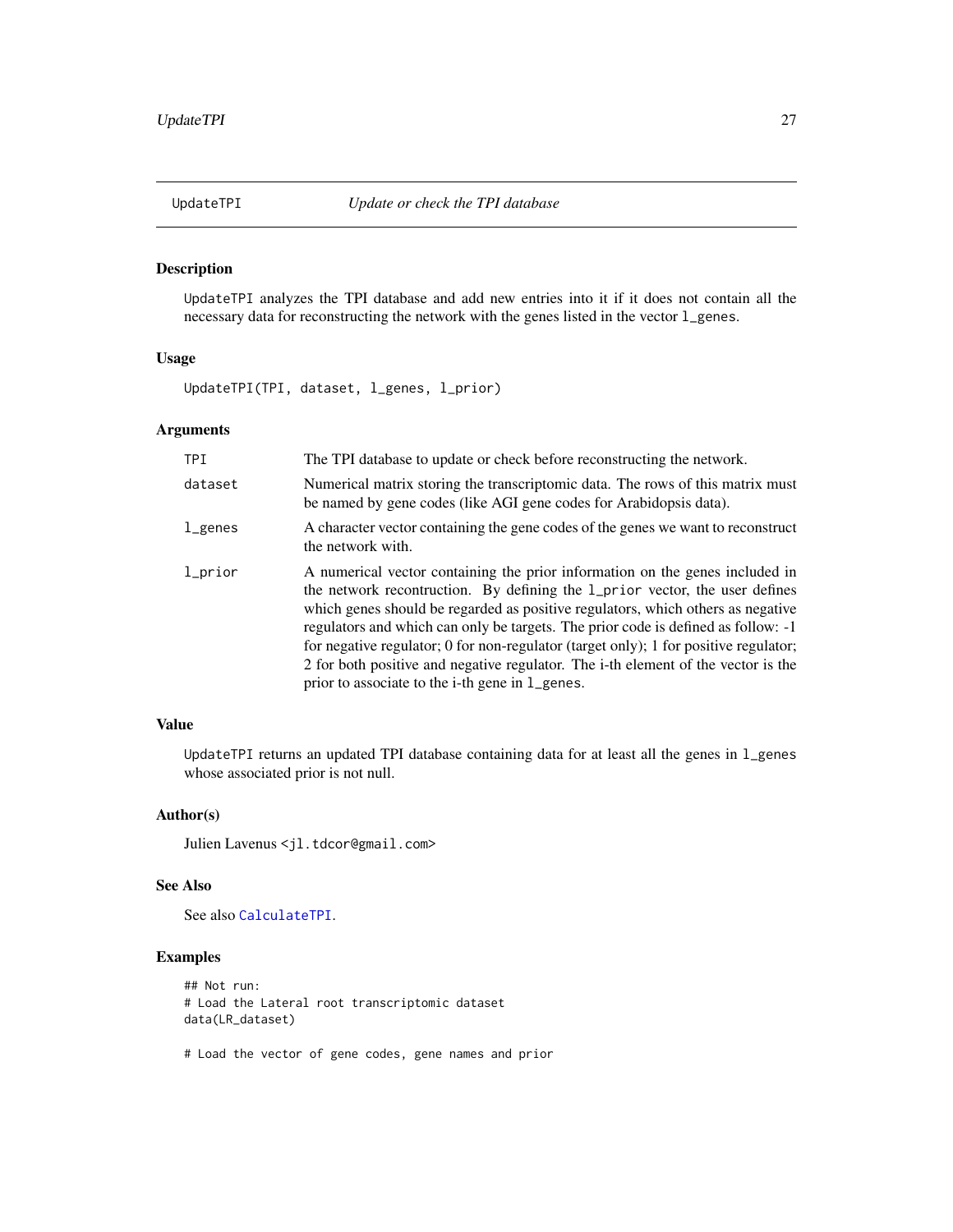## UpdateTPI *Update or check the TPI database*

### Description

`UpdateTPI` analyzes the TPI database and add new entries into it if it does not contain all the necessary data for reconstructing the network with the genes listed in the vector `l_genes`.

### Usage

```
UpdateTPI(TPI, dataset, l_genes, l_prior)
```

### Arguments

| | |
|---|---|
| `TPI` | The TPI database to update or check before reconstructing the network. |
| `dataset` | Numerical matrix storing the transcriptomic data. The rows of this matrix must be named by gene codes (like AGI gene codes for Arabidopsis data). |
| `l_genes` | A character vector containing the gene codes of the genes we want to reconstruct the network with. |
| `l_prior` | A numerical vector containing the prior information on the genes included in the network recontruction. By defining the `l_prior` vector, the user defines which genes should be regarded as positive regulators, which others as negative regulators and which can only be targets. The prior code is defined as follow: -1 for negative regulator; 0 for non-regulator (target only); 1 for positive regulator; 2 for both positive and negative regulator. The i-th element of the vector is the prior to associate to the i-th gene in `l_genes`. |

### Value

`UpdateTPI` returns an updated TPI database containing data for at least all the genes in `l_genes` whose associated prior is not null.

### Author(s)

Julien Lavenus <jl.tdcor@gmail.com>

### See Also

See also `CalculateTPI`.

### Examples

```
## Not run:
# Load the Lateral root transcriptomic dataset
data(LR_dataset)

# Load the vector of gene codes, gene names and prior
```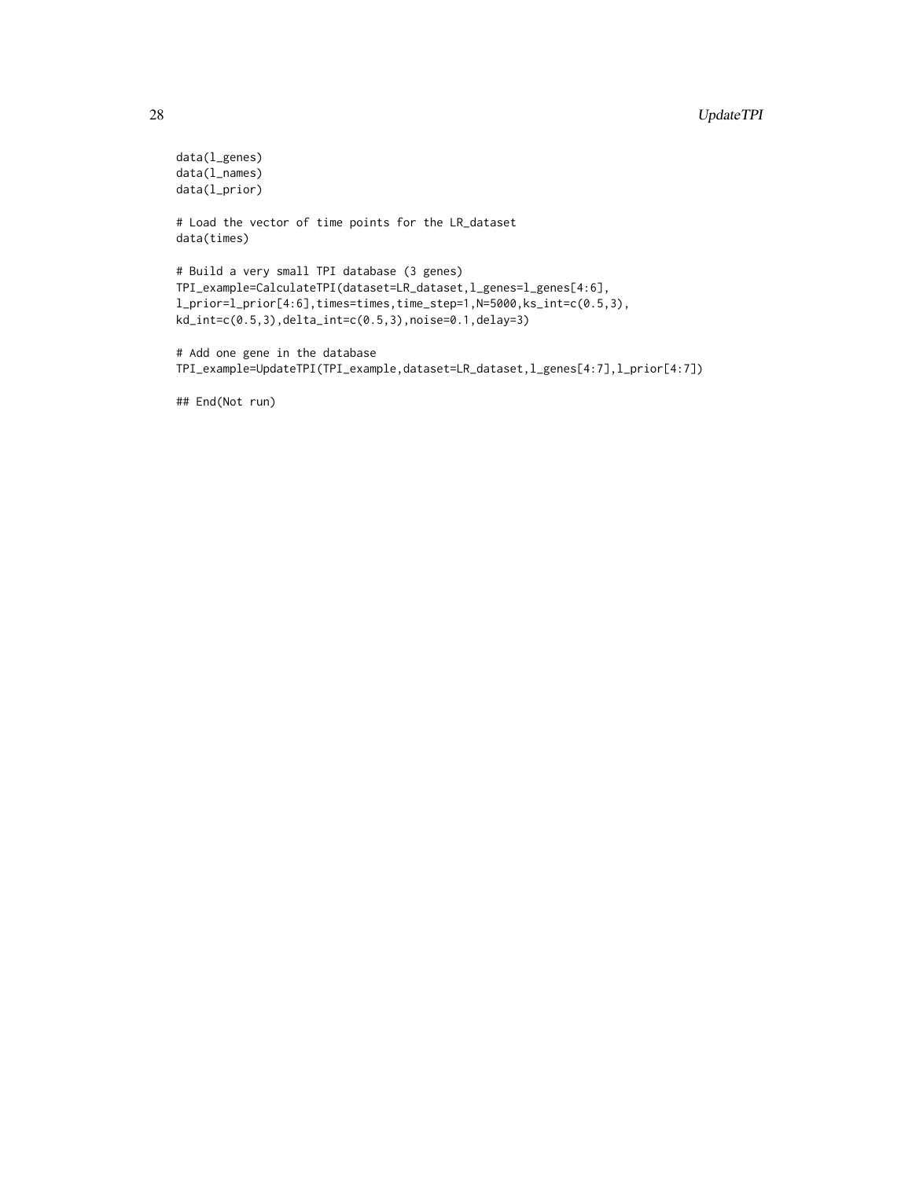```
data(l_genes)
data(l_names)
data(l_prior)

# Load the vector of time points for the LR_dataset
data(times)

# Build a very small TPI database (3 genes)
TPI_example=CalculateTPI(dataset=LR_dataset,l_genes=l_genes[4:6],
l_prior=l_prior[4:6],times=times,time_step=1,N=5000,ks_int=c(0.5,3),
kd_int=c(0.5,3),delta_int=c(0.5,3),noise=0.1,delay=3)

# Add one gene in the database
TPI_example=UpdateTPI(TPI_example,dataset=LR_dataset,l_genes[4:7],l_prior[4:7])

## End(Not run)
```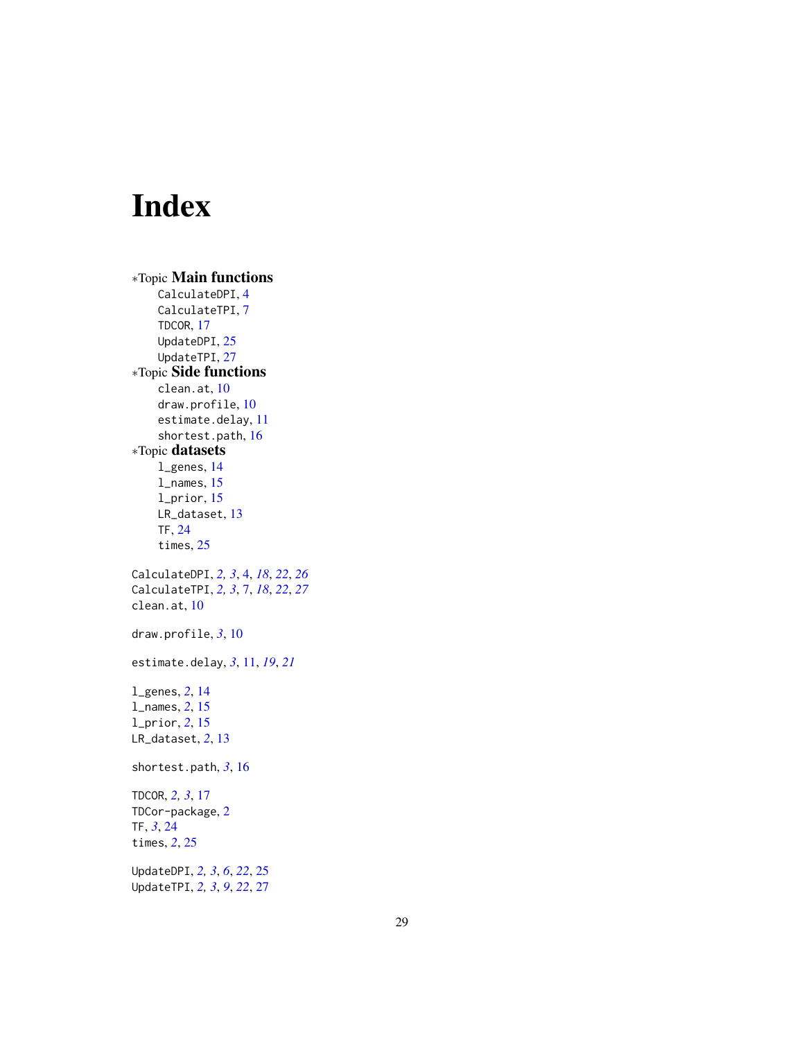# Index

∗Topic **Main functions**
- CalculateDPI, 4
- CalculateTPI, 7
- TDCOR, 17
- UpdateDPI, 25
- UpdateTPI, 27

∗Topic **Side functions**
- clean.at, 10
- draw.profile, 10
- estimate.delay, 11
- shortest.path, 16

∗Topic **datasets**
- l_genes, 14
- l_names, 15
- l_prior, 15
- LR_dataset, 13
- TF, 24
- times, 25

CalculateDPI, *2, 3*, 4, *18*, *22*, *26*
CalculateTPI, *2, 3*, 7, *18*, *22*, *27*
clean.at, 10

draw.profile, *3*, 10

estimate.delay, *3*, 11, *19*, *21*

l_genes, *2*, 14
l_names, *2*, 15
l_prior, *2*, 15
LR_dataset, *2*, 13

shortest.path, *3*, 16

TDCOR, *2, 3*, 17
TDCor-package, 2
TF, *3*, 24
times, *2*, 25

UpdateDPI, *2, 3*, *6*, *22*, 25
UpdateTPI, *2, 3*, *9*, *22*, 27